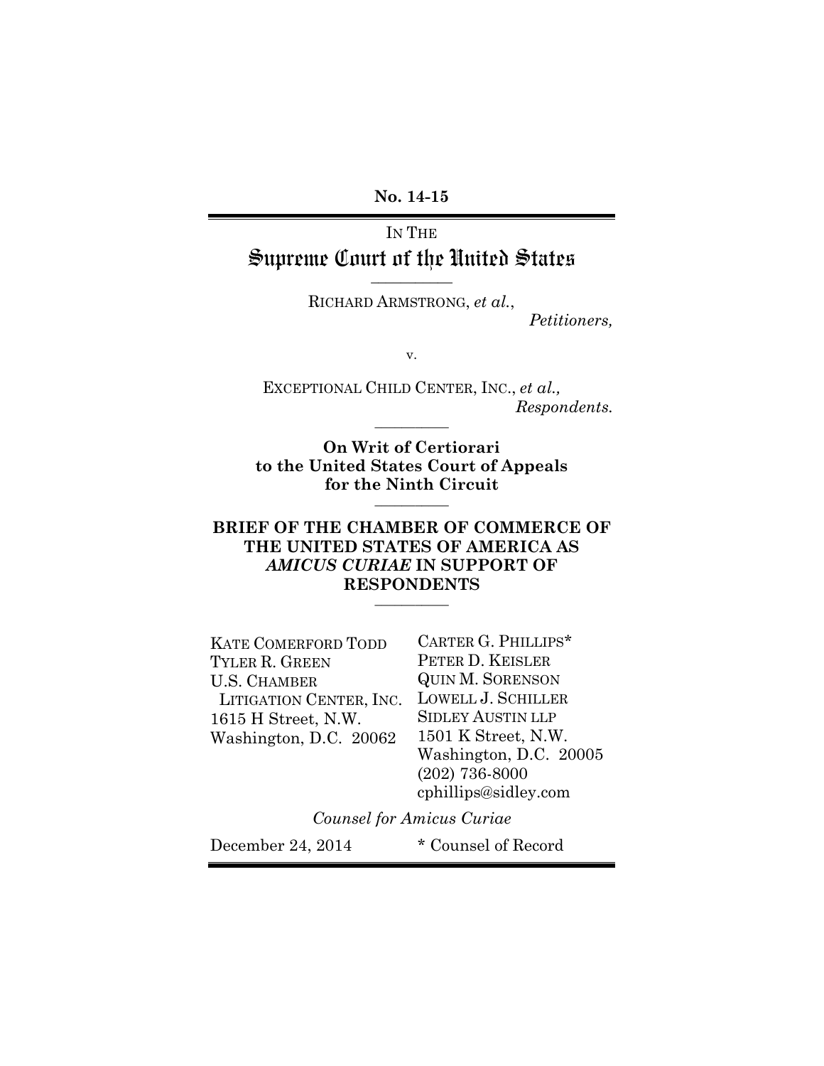**No. 14-15**

IN THE

# Supreme Court of the United States

---

RICHARD ARMSTRONG, *et al.*,

*Petitioners,*

v.

EXCEPTIONAL CHILD CENTER, INC., *et al.,*

*Respondents.*

---

**On Writ of Certiorari to the United States Court of Appeals for the Ninth Circuit**

---

**BRIEF OF THE CHAMBER OF COMMERCE OF THE UNITED STATES OF AMERICA AS *AMICUS CURIAE* IN SUPPORT OF RESPONDENTS**

---

KATE COMERFORD TODD
TYLER R. GREEN
U.S. CHAMBER
LITIGATION CENTER, INC.
1615 H Street, N.W.
Washington, D.C. 20062

CARTER G. PHILLIPS*
PETER D. KEISLER
QUIN M. SORENSON
LOWELL J. SCHILLER
SIDLEY AUSTIN LLP
1501 K Street, N.W.
Washington, D.C. 20005
(202) 736-8000
cphillips@sidley.com

*Counsel for Amicus Curiae*

December 24, 2014

\* Counsel of Record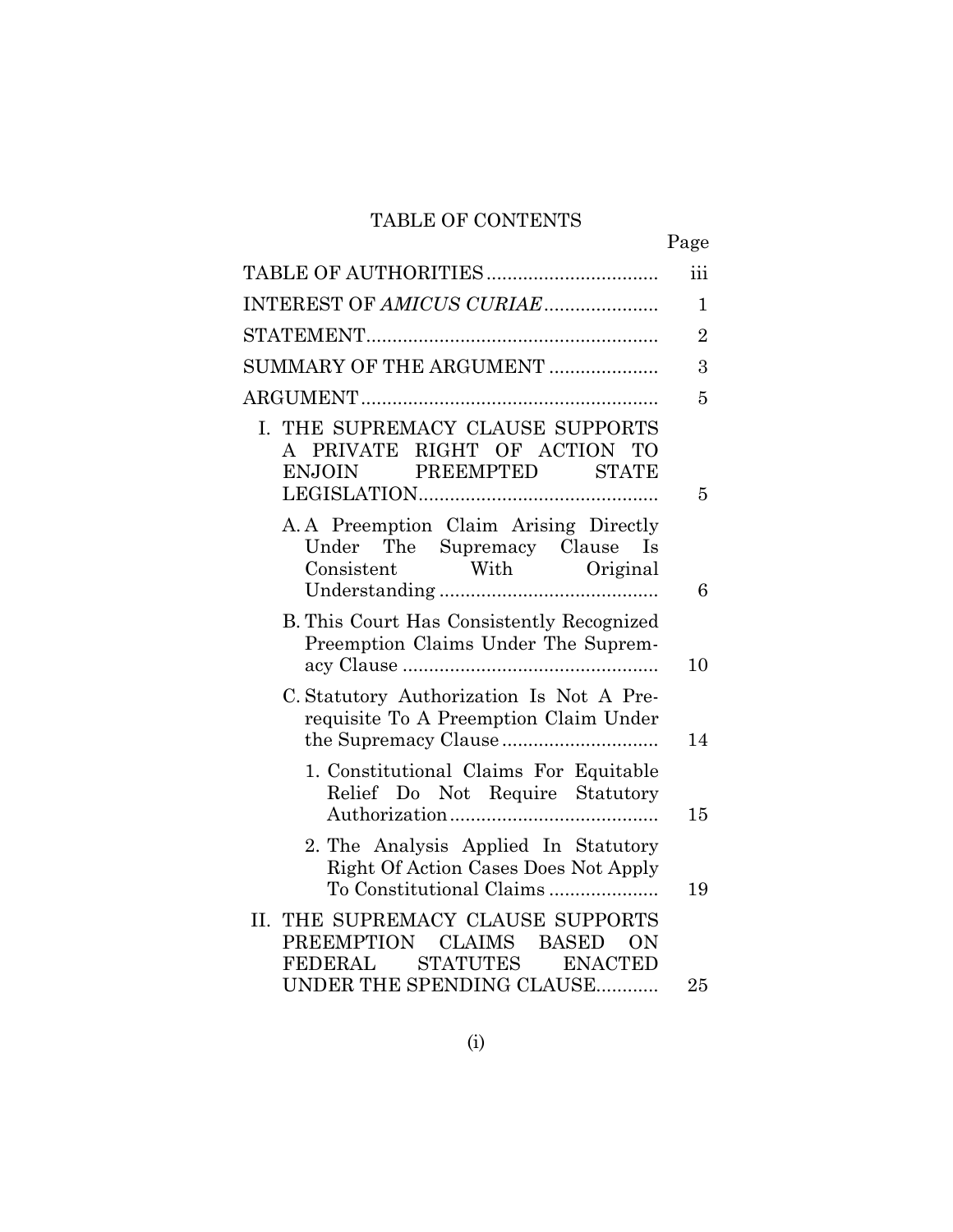# TABLE OF CONTENTS

| | Page |
|---|---|
| TABLE OF AUTHORITIES | iii |
| INTEREST OF *AMICUS CURIAE* | 1 |
| STATEMENT | 2 |
| SUMMARY OF THE ARGUMENT | 3 |
| ARGUMENT | 5 |
| I. THE SUPREMACY CLAUSE SUPPORTS A PRIVATE RIGHT OF ACTION TO ENJOIN PREEMPTED STATE LEGISLATION | 5 |
| A. A Preemption Claim Arising Directly Under The Supremacy Clause Is Consistent With Original Understanding | 6 |
| B. This Court Has Consistently Recognized Preemption Claims Under The Supremacy Clause | 10 |
| C. Statutory Authorization Is Not A Prerequisite To A Preemption Claim Under the Supremacy Clause | 14 |
| 1. Constitutional Claims For Equitable Relief Do Not Require Statutory Authorization | 15 |
| 2. The Analysis Applied In Statutory Right Of Action Cases Does Not Apply To Constitutional Claims | 19 |
| II. THE SUPREMACY CLAUSE SUPPORTS PREEMPTION CLAIMS BASED ON FEDERAL STATUTES ENACTED UNDER THE SPENDING CLAUSE | 25 |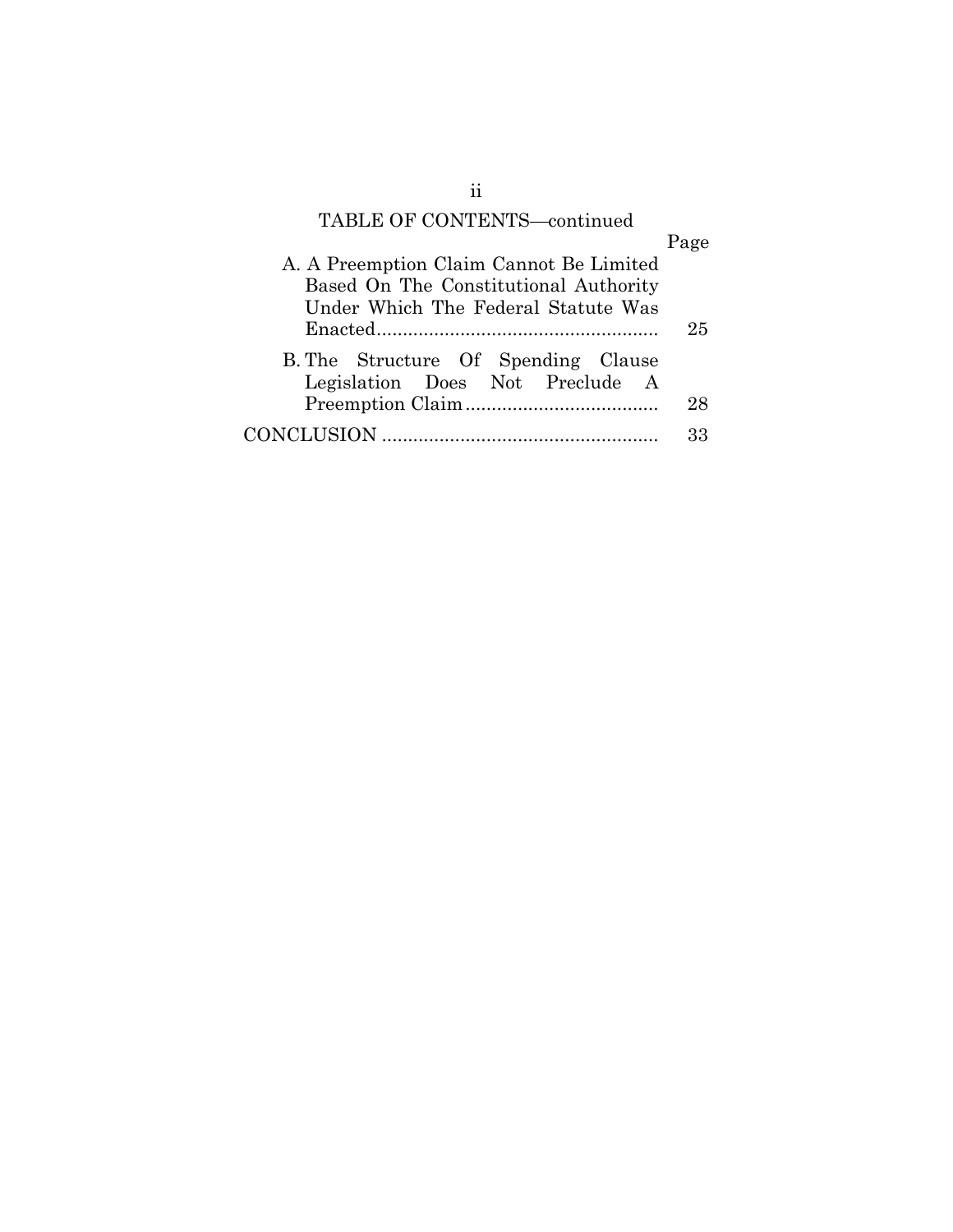TABLE OF CONTENTS—continued

| | Page |
|---|---|
| A. A Preemption Claim Cannot Be Limited Based On The Constitutional Authority Under Which The Federal Statute Was Enacted | 25 |
| B. The Structure Of Spending Clause Legislation Does Not Preclude A Preemption Claim | 28 |
| CONCLUSION | 33 |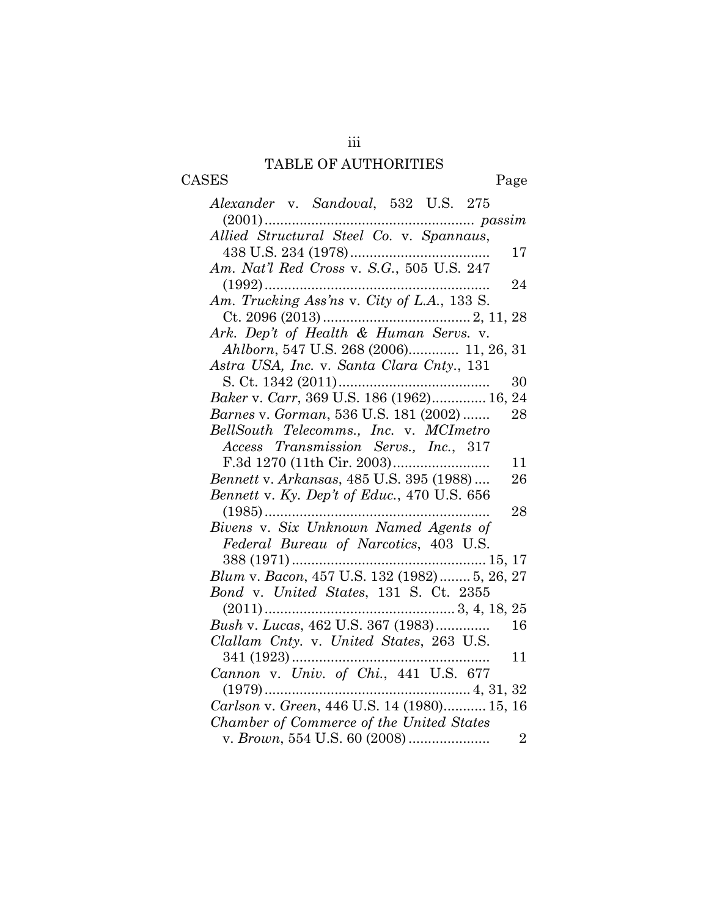# TABLE OF AUTHORITIES

CASES | Page
---|---
*Alexander* v. *Sandoval*, 532 U.S. 275 (2001) | *passim*
*Allied Structural Steel Co.* v. *Spannaus*, 438 U.S. 234 (1978) | 17
*Am. Nat'l Red Cross* v. *S.G.*, 505 U.S. 247 (1992) | 24
*Am. Trucking Ass'ns* v. *City of L.A.*, 133 S. Ct. 2096 (2013) | 2, 11, 28
*Ark. Dep't of Health & Human Servs.* v. *Ahlborn*, 547 U.S. 268 (2006) | 11, 26, 31
*Astra USA, Inc.* v. *Santa Clara Cnty.*, 131 S. Ct. 1342 (2011) | 30
*Baker* v. *Carr*, 369 U.S. 186 (1962) | 16, 24
*Barnes* v. *Gorman*, 536 U.S. 181 (2002) | 28
*BellSouth Telecomms., Inc.* v. *MCImetro Access Transmission Servs., Inc.*, 317 F.3d 1270 (11th Cir. 2003) | 11
*Bennett* v. *Arkansas*, 485 U.S. 395 (1988) | 26
*Bennett* v. *Ky. Dep't of Educ.*, 470 U.S. 656 (1985) | 28
*Bivens* v. *Six Unknown Named Agents of Federal Bureau of Narcotics*, 403 U.S. 388 (1971) | 15, 17
*Blum* v. *Bacon*, 457 U.S. 132 (1982) | 5, 26, 27
*Bond* v. *United States*, 131 S. Ct. 2355 (2011) | 3, 4, 18, 25
*Bush* v. *Lucas*, 462 U.S. 367 (1983) | 16
*Clallam Cnty.* v. *United States*, 263 U.S. 341 (1923) | 11
*Cannon* v. *Univ. of Chi.*, 441 U.S. 677 (1979) | 4, 31, 32
*Carlson* v. *Green*, 446 U.S. 14 (1980) | 15, 16
*Chamber of Commerce of the United States* v. *Brown*, 554 U.S. 60 (2008) | 2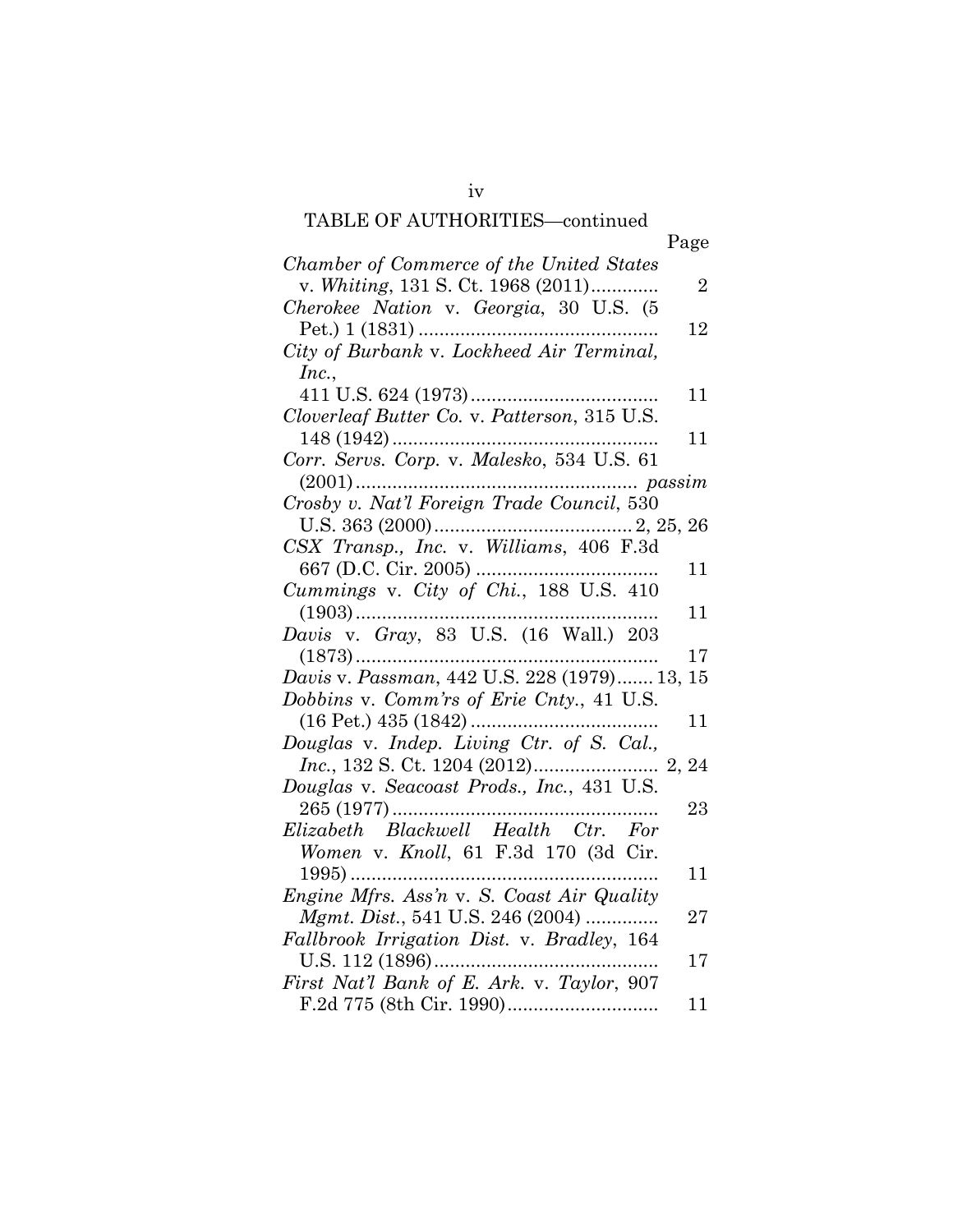TABLE OF AUTHORITIES—continued

| | Page |
|---|---|
| *Chamber of Commerce of the United States* v. *Whiting*, 131 S. Ct. 1968 (2011) | 2 |
| *Cherokee Nation* v. *Georgia*, 30 U.S. (5 Pet.) 1 (1831) | 12 |
| *City of Burbank* v. *Lockheed Air Terminal, Inc.*, 411 U.S. 624 (1973) | 11 |
| *Cloverleaf Butter Co.* v. *Patterson*, 315 U.S. 148 (1942) | 11 |
| *Corr. Servs. Corp.* v. *Malesko*, 534 U.S. 61 (2001) | *passim* |
| *Crosby v. Nat'l Foreign Trade Council*, 530 U.S. 363 (2000) | 2, 25, 26 |
| *CSX Transp., Inc.* v. *Williams*, 406 F.3d 667 (D.C. Cir. 2005) | 11 |
| *Cummings* v. *City of Chi.*, 188 U.S. 410 (1903) | 11 |
| *Davis* v. *Gray*, 83 U.S. (16 Wall.) 203 (1873) | 17 |
| *Davis* v. *Passman*, 442 U.S. 228 (1979) | 13, 15 |
| *Dobbins* v. *Comm'rs of Erie Cnty.*, 41 U.S. (16 Pet.) 435 (1842) | 11 |
| *Douglas* v. *Indep. Living Ctr. of S. Cal., Inc.*, 132 S. Ct. 1204 (2012) | 2, 24 |
| *Douglas* v. *Seacoast Prods., Inc.*, 431 U.S. 265 (1977) | 23 |
| *Elizabeth Blackwell Health Ctr. For Women* v. *Knoll*, 61 F.3d 170 (3d Cir. 1995) | 11 |
| *Engine Mfrs. Ass'n* v. *S. Coast Air Quality Mgmt. Dist.*, 541 U.S. 246 (2004) | 27 |
| *Fallbrook Irrigation Dist.* v. *Bradley*, 164 U.S. 112 (1896) | 17 |
| *First Nat'l Bank of E. Ark.* v. *Taylor*, 907 F.2d 775 (8th Cir. 1990) | 11 |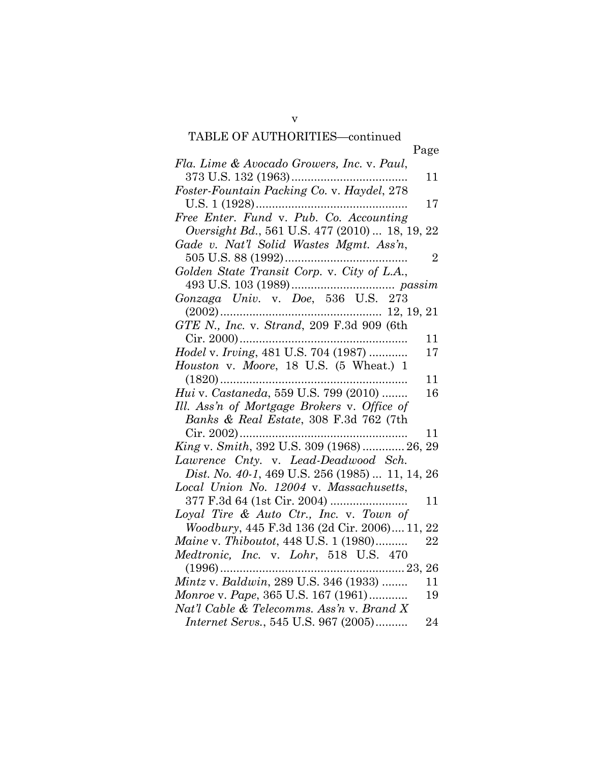TABLE OF AUTHORITIES—continued

| | Page |
|---|---|
| *Fla. Lime & Avocado Growers, Inc.* v. *Paul*, 373 U.S. 132 (1963) | 11 |
| *Foster-Fountain Packing Co.* v. *Haydel*, 278 U.S. 1 (1928) | 17 |
| *Free Enter. Fund* v. *Pub. Co. Accounting Oversight Bd.*, 561 U.S. 477 (2010) | 18, 19, 22 |
| *Gade v. Nat'l Solid Wastes Mgmt. Ass'n*, 505 U.S. 88 (1992) | 2 |
| *Golden State Transit Corp.* v. *City of L.A.*, 493 U.S. 103 (1989) | *passim* |
| *Gonzaga Univ.* v. *Doe*, 536 U.S. 273 (2002) | 12, 19, 21 |
| *GTE N., Inc.* v. *Strand*, 209 F.3d 909 (6th Cir. 2000) | 11 |
| *Hodel* v. *Irving*, 481 U.S. 704 (1987) | 17 |
| *Houston* v. *Moore*, 18 U.S. (5 Wheat.) 1 (1820) | 11 |
| *Hui* v. *Castaneda*, 559 U.S. 799 (2010) | 16 |
| *Ill. Ass'n of Mortgage Brokers* v. *Office of Banks & Real Estate*, 308 F.3d 762 (7th Cir. 2002) | 11 |
| *King* v. *Smith*, 392 U.S. 309 (1968) | 26, 29 |
| *Lawrence Cnty.* v. *Lead-Deadwood Sch. Dist. No. 40-1*, 469 U.S. 256 (1985) | 11, 14, 26 |
| *Local Union No. 12004* v. *Massachusetts*, 377 F.3d 64 (1st Cir. 2004) | 11 |
| *Loyal Tire & Auto Ctr., Inc.* v. *Town of Woodbury*, 445 F.3d 136 (2d Cir. 2006) | 11, 22 |
| *Maine* v. *Thiboutot*, 448 U.S. 1 (1980) | 22 |
| *Medtronic, Inc.* v. *Lohr*, 518 U.S. 470 (1996) | 23, 26 |
| *Mintz* v. *Baldwin*, 289 U.S. 346 (1933) | 11 |
| *Monroe* v. *Pape*, 365 U.S. 167 (1961) | 19 |
| *Nat'l Cable & Telecomms. Ass'n* v. *Brand X Internet Servs.*, 545 U.S. 967 (2005) | 24 |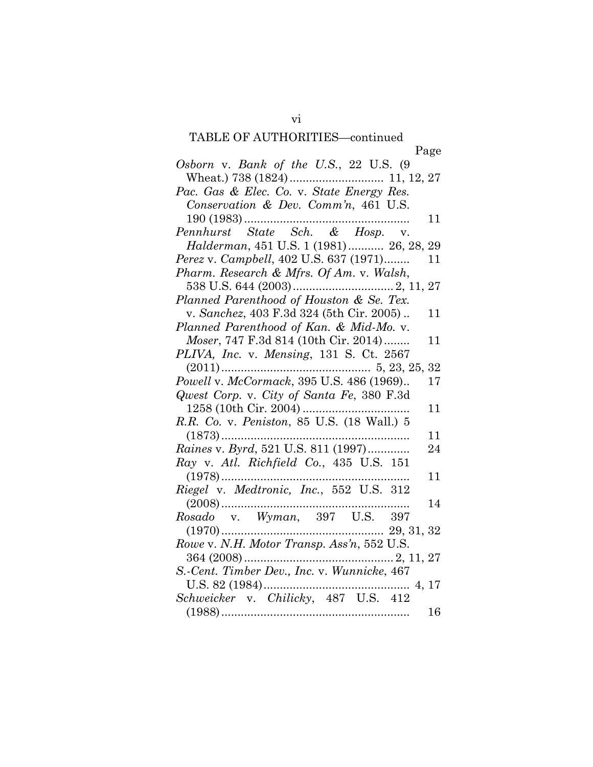TABLE OF AUTHORITIES—continued

| | Page |
|---|---|
| *Osborn* v. *Bank of the U.S.*, 22 U.S. (9 Wheat.) 738 (1824) | 11, 12, 27 |
| *Pac. Gas & Elec. Co.* v. *State Energy Res. Conservation & Dev. Comm'n*, 461 U.S. 190 (1983) | 11 |
| *Pennhurst State Sch. & Hosp.* v. *Halderman*, 451 U.S. 1 (1981) | 26, 28, 29 |
| *Perez* v. *Campbell*, 402 U.S. 637 (1971) | 11 |
| *Pharm. Research & Mfrs. Of Am.* v. *Walsh*, 538 U.S. 644 (2003) | 2, 11, 27 |
| *Planned Parenthood of Houston & Se. Tex.* v. *Sanchez*, 403 F.3d 324 (5th Cir. 2005) | 11 |
| *Planned Parenthood of Kan. & Mid-Mo.* v. *Moser*, 747 F.3d 814 (10th Cir. 2014) | 11 |
| *PLIVA, Inc.* v. *Mensing*, 131 S. Ct. 2567 (2011) | 5, 23, 25, 32 |
| *Powell* v. *McCormack*, 395 U.S. 486 (1969) | 17 |
| *Qwest Corp.* v. *City of Santa Fe*, 380 F.3d 1258 (10th Cir. 2004) | 11 |
| *R.R. Co.* v. *Peniston*, 85 U.S. (18 Wall.) 5 (1873) | 11 |
| *Raines* v. *Byrd*, 521 U.S. 811 (1997) | 24 |
| *Ray* v. *Atl. Richfield Co.*, 435 U.S. 151 (1978) | 11 |
| *Riegel* v. *Medtronic, Inc.*, 552 U.S. 312 (2008) | 14 |
| *Rosado* v. *Wyman*, 397 U.S. 397 (1970) | 29, 31, 32 |
| *Rowe* v. *N.H. Motor Transp. Ass'n*, 552 U.S. 364 (2008) | 2, 11, 27 |
| *S.-Cent. Timber Dev., Inc.* v. *Wunnicke*, 467 U.S. 82 (1984) | 4, 17 |
| *Schweicker* v. *Chilicky*, 487 U.S. 412 (1988) | 16 |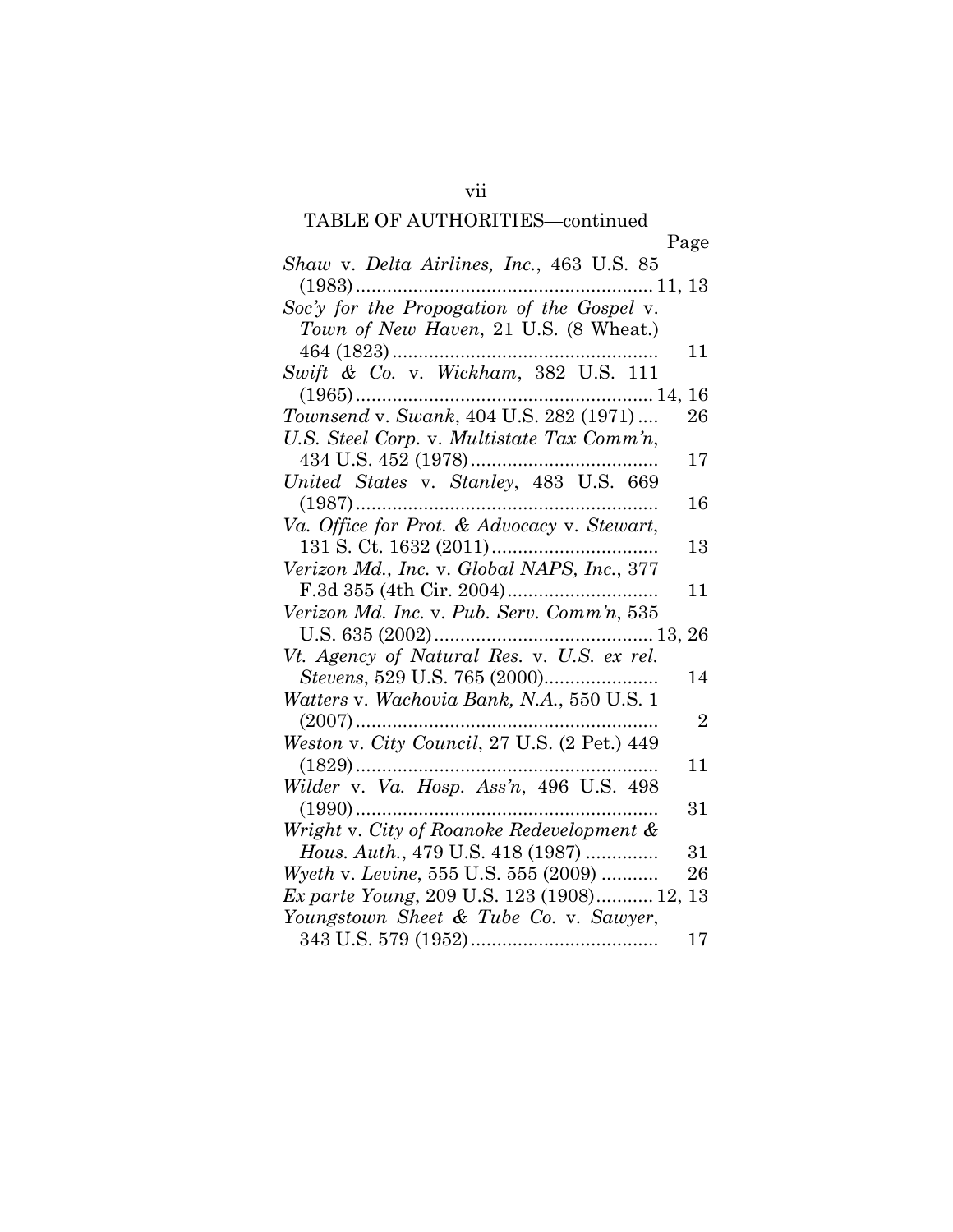TABLE OF AUTHORITIES—continued

| | Page |
|---|---|
| *Shaw* v. *Delta Airlines, Inc.*, 463 U.S. 85 (1983) | 11, 13 |
| *Soc'y for the Propogation of the Gospel* v. *Town of New Haven*, 21 U.S. (8 Wheat.) 464 (1823) | 11 |
| *Swift & Co.* v. *Wickham*, 382 U.S. 111 (1965) | 14, 16 |
| *Townsend* v. *Swank*, 404 U.S. 282 (1971) | 26 |
| *U.S. Steel Corp.* v. *Multistate Tax Comm'n*, 434 U.S. 452 (1978) | 17 |
| *United States* v. *Stanley*, 483 U.S. 669 (1987) | 16 |
| *Va. Office for Prot. & Advocacy* v. *Stewart*, 131 S. Ct. 1632 (2011) | 13 |
| *Verizon Md., Inc.* v. *Global NAPS, Inc.*, 377 F.3d 355 (4th Cir. 2004) | 11 |
| *Verizon Md. Inc.* v. *Pub. Serv. Comm'n*, 535 U.S. 635 (2002) | 13, 26 |
| *Vt. Agency of Natural Res.* v. *U.S. ex rel. Stevens*, 529 U.S. 765 (2000) | 14 |
| *Watters* v. *Wachovia Bank, N.A.*, 550 U.S. 1 (2007) | 2 |
| *Weston* v. *City Council*, 27 U.S. (2 Pet.) 449 (1829) | 11 |
| *Wilder* v. *Va. Hosp. Ass'n*, 496 U.S. 498 (1990) | 31 |
| *Wright* v. *City of Roanoke Redevelopment & Hous. Auth.*, 479 U.S. 418 (1987) | 31 |
| *Wyeth* v. *Levine*, 555 U.S. 555 (2009) | 26 |
| *Ex parte Young*, 209 U.S. 123 (1908) | 12, 13 |
| *Youngstown Sheet & Tube Co.* v. *Sawyer*, 343 U.S. 579 (1952) | 17 |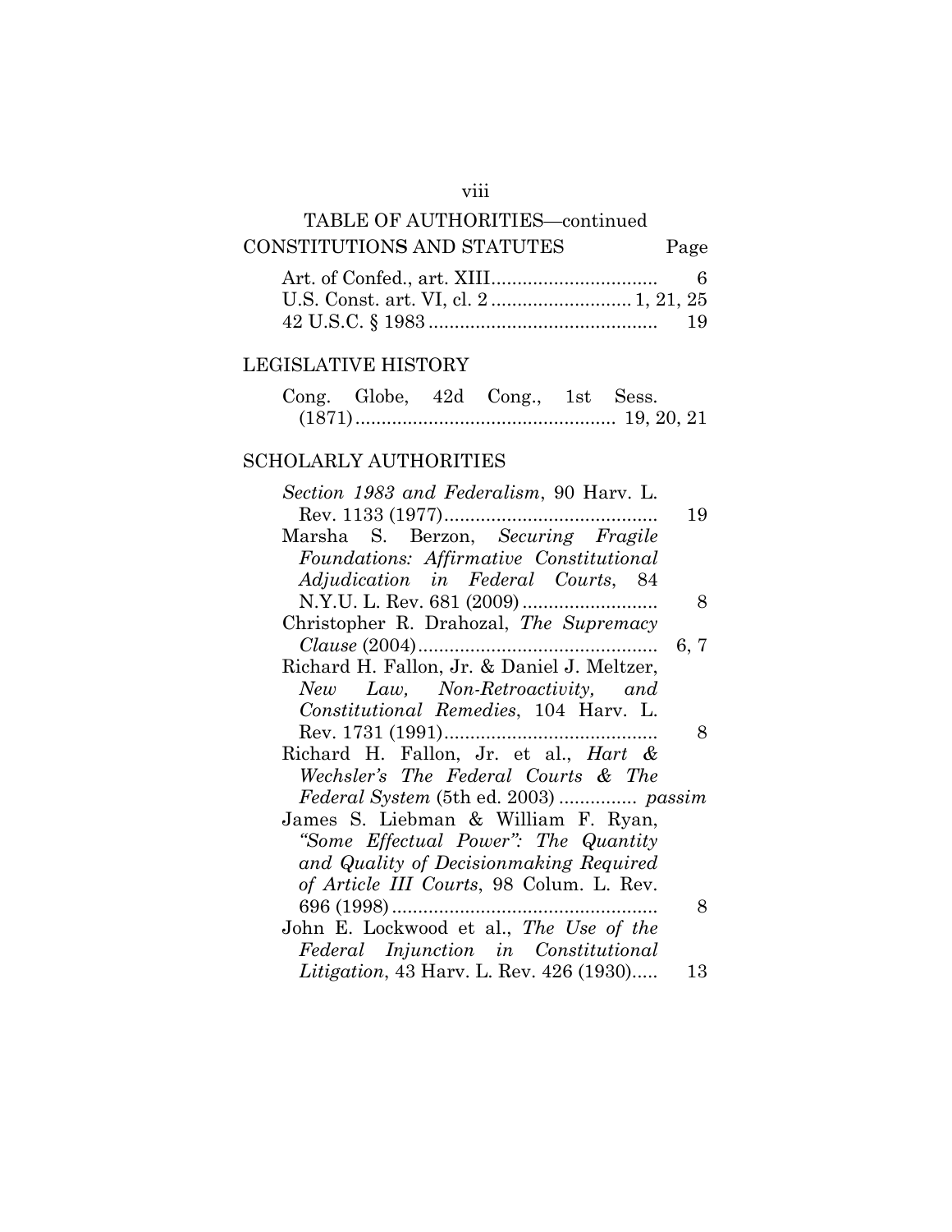TABLE OF AUTHORITIES—continued

## CONSTITUTIONS AND STATUTES

| | Page |
|---|---|
| Art. of Confed., art. XIII | 6 |
| U.S. Const. art. VI, cl. 2 | 1, 21, 25 |
| 42 U.S.C. § 1983 | 19 |

## LEGISLATIVE HISTORY

| | |
|---|---|
| Cong. Globe, 42d Cong., 1st Sess. (1871) | 19, 20, 21 |

## SCHOLARLY AUTHORITIES

| | |
|---|---|
| *Section 1983 and Federalism*, 90 Harv. L. Rev. 1133 (1977) | 19 |
| Marsha S. Berzon, *Securing Fragile Foundations: Affirmative Constitutional Adjudication in Federal Courts*, 84 N.Y.U. L. Rev. 681 (2009) | 8 |
| Christopher R. Drahozal, *The Supremacy Clause* (2004) | 6, 7 |
| Richard H. Fallon, Jr. & Daniel J. Meltzer, *New Law, Non-Retroactivity, and Constitutional Remedies*, 104 Harv. L. Rev. 1731 (1991) | 8 |
| Richard H. Fallon, Jr. et al., *Hart & Wechsler's The Federal Courts & The Federal System* (5th ed. 2003) | *passim* |
| James S. Liebman & William F. Ryan, *"Some Effectual Power": The Quantity and Quality of Decisionmaking Required of Article III Courts*, 98 Colum. L. Rev. 696 (1998) | 8 |
| John E. Lockwood et al., *The Use of the Federal Injunction in Constitutional Litigation*, 43 Harv. L. Rev. 426 (1930) | 13 |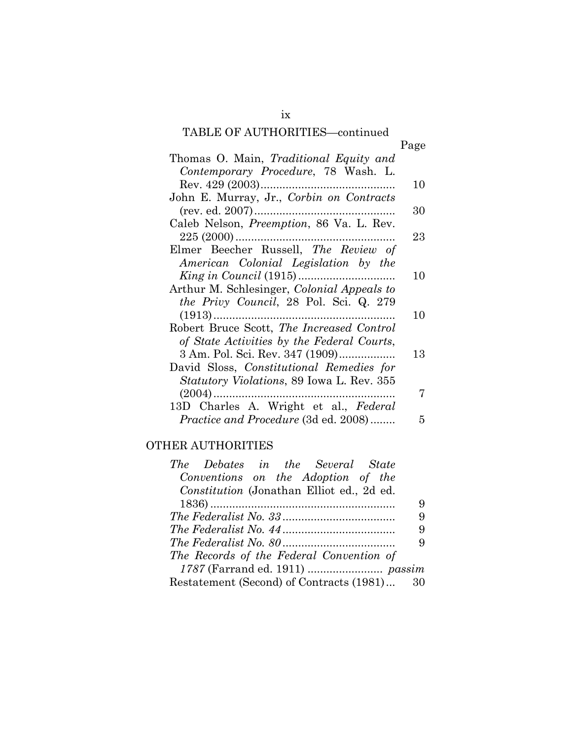TABLE OF AUTHORITIES—continued

| | Page |
|---|---|
| Thomas O. Main, *Traditional Equity and Contemporary Procedure*, 78 Wash. L. Rev. 429 (2003) | 10 |
| John E. Murray, Jr., *Corbin on Contracts* (rev. ed. 2007) | 30 |
| Caleb Nelson, *Preemption*, 86 Va. L. Rev. 225 (2000) | 23 |
| Elmer Beecher Russell, *The Review of American Colonial Legislation by the King in Council* (1915) | 10 |
| Arthur M. Schlesinger, *Colonial Appeals to the Privy Council*, 28 Pol. Sci. Q. 279 (1913) | 10 |
| Robert Bruce Scott, *The Increased Control of State Activities by the Federal Courts*, 3 Am. Pol. Sci. Rev. 347 (1909) | 13 |
| David Sloss, *Constitutional Remedies for Statutory Violations*, 89 Iowa L. Rev. 355 (2004) | 7 |
| 13D Charles A. Wright et al., *Federal Practice and Procedure* (3d ed. 2008) | 5 |

## OTHER AUTHORITIES

| | |
|---|---|
| *The Debates in the Several State Conventions on the Adoption of the Constitution* (Jonathan Elliot ed., 2d ed. 1836) | 9 |
| *The Federalist No. 33* | 9 |
| *The Federalist No. 44* | 9 |
| *The Federalist No. 80* | 9 |
| *The Records of the Federal Convention of 1787* (Farrand ed. 1911) | *passim* |
| Restatement (Second) of Contracts (1981) | 30 |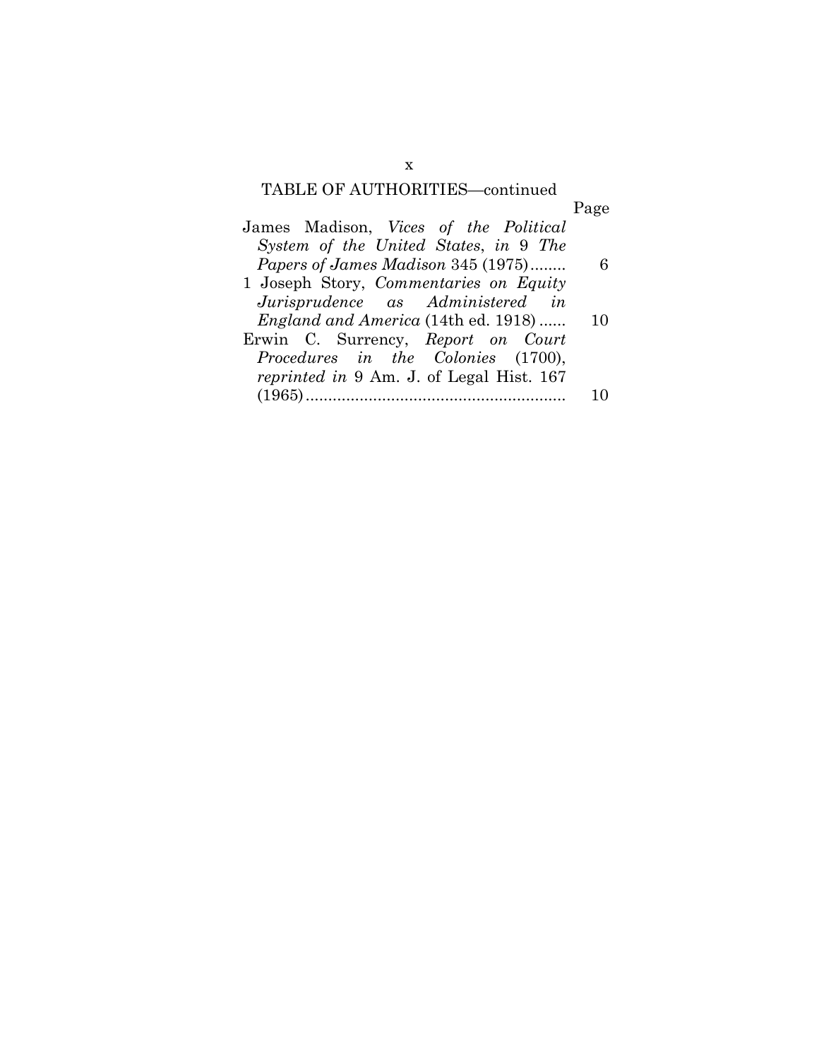TABLE OF AUTHORITIES—continued

| | Page |
|---|---|
| James Madison, *Vices of the Political System of the United States*, *in* 9 *The Papers of James Madison* 345 (1975)........ | 6 |
| 1 Joseph Story, *Commentaries on Equity Jurisprudence as Administered in England and America* (14th ed. 1918)...... | 10 |
| Erwin C. Surrency, *Report on Court Procedures in the Colonies* (1700), *reprinted in* 9 Am. J. of Legal Hist. 167 (1965).......................................................... | 10 |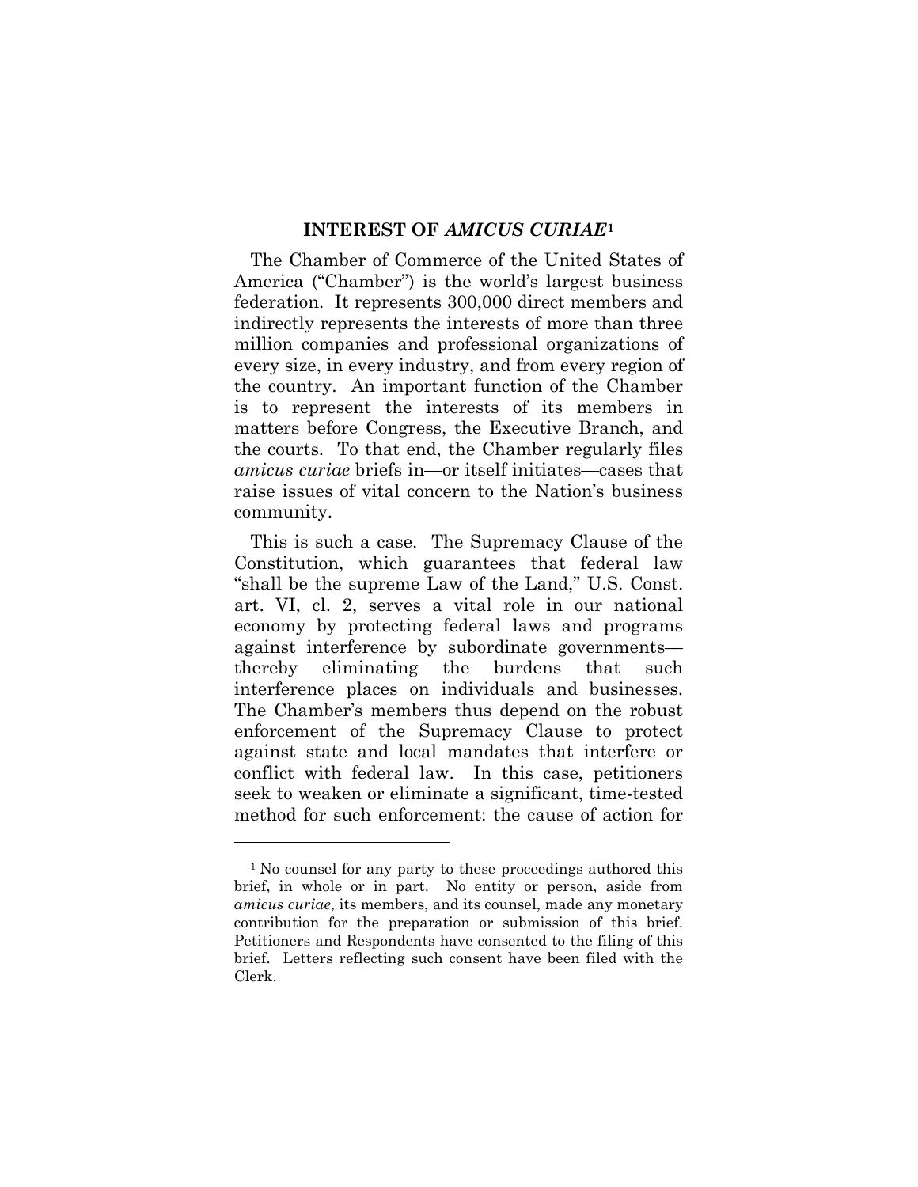## INTEREST OF *AMICUS CURIAE*[1]

The Chamber of Commerce of the United States of America ("Chamber") is the world's largest business federation. It represents 300,000 direct members and indirectly represents the interests of more than three million companies and professional organizations of every size, in every industry, and from every region of the country. An important function of the Chamber is to represent the interests of its members in matters before Congress, the Executive Branch, and the courts. To that end, the Chamber regularly files *amicus curiae* briefs in—or itself initiates—cases that raise issues of vital concern to the Nation's business community.

This is such a case. The Supremacy Clause of the Constitution, which guarantees that federal law "shall be the supreme Law of the Land," U.S. Const. art. VI, cl. 2, serves a vital role in our national economy by protecting federal laws and programs against interference by subordinate governments—thereby eliminating the burdens that such interference places on individuals and businesses. The Chamber's members thus depend on the robust enforcement of the Supremacy Clause to protect against state and local mandates that interfere or conflict with federal law. In this case, petitioners seek to weaken or eliminate a significant, time-tested method for such enforcement: the cause of action for

---

[1] No counsel for any party to these proceedings authored this brief, in whole or in part. No entity or person, aside from *amicus curiae*, its members, and its counsel, made any monetary contribution for the preparation or submission of this brief. Petitioners and Respondents have consented to the filing of this brief. Letters reflecting such consent have been filed with the Clerk.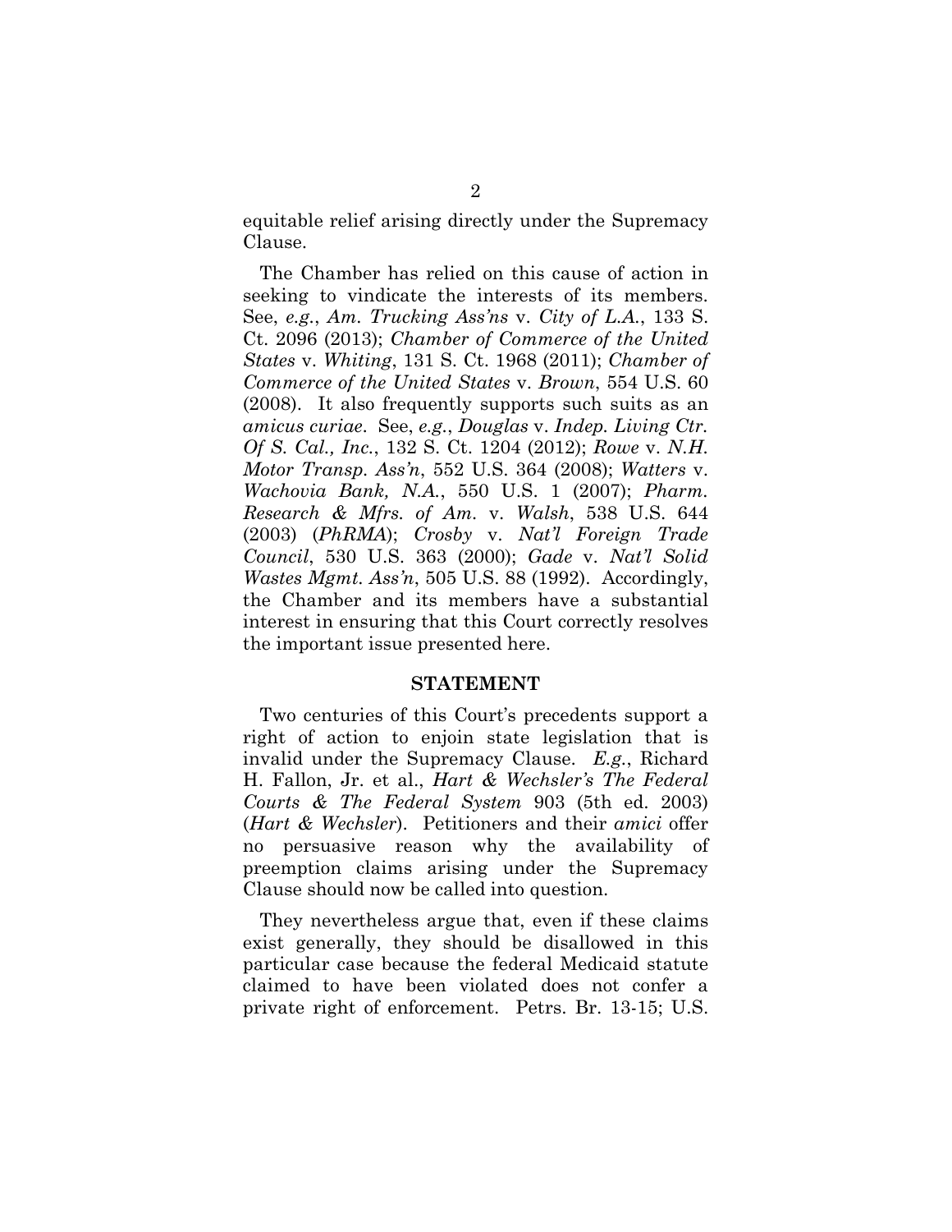equitable relief arising directly under the Supremacy Clause.

The Chamber has relied on this cause of action in seeking to vindicate the interests of its members. See, *e.g.*, *Am. Trucking Ass'ns* v. *City of L.A.*, 133 S. Ct. 2096 (2013); *Chamber of Commerce of the United States* v. *Whiting*, 131 S. Ct. 1968 (2011); *Chamber of Commerce of the United States* v. *Brown*, 554 U.S. 60 (2008). It also frequently supports such suits as an *amicus curiae*. See, *e.g.*, *Douglas* v. *Indep. Living Ctr. Of S. Cal., Inc.*, 132 S. Ct. 1204 (2012); *Rowe* v. *N.H. Motor Transp. Ass'n*, 552 U.S. 364 (2008); *Watters* v. *Wachovia Bank, N.A.*, 550 U.S. 1 (2007); *Pharm. Research & Mfrs. of Am.* v. *Walsh*, 538 U.S. 644 (2003) (*PhRMA*); *Crosby* v. *Nat'l Foreign Trade Council*, 530 U.S. 363 (2000); *Gade* v. *Nat'l Solid Wastes Mgmt. Ass'n*, 505 U.S. 88 (1992). Accordingly, the Chamber and its members have a substantial interest in ensuring that this Court correctly resolves the important issue presented here.

## STATEMENT

Two centuries of this Court's precedents support a right of action to enjoin state legislation that is invalid under the Supremacy Clause. *E.g.*, Richard H. Fallon, Jr. et al., *Hart & Wechsler's The Federal Courts & The Federal System* 903 (5th ed. 2003) (*Hart & Wechsler*). Petitioners and their *amici* offer no persuasive reason why the availability of preemption claims arising under the Supremacy Clause should now be called into question.

They nevertheless argue that, even if these claims exist generally, they should be disallowed in this particular case because the federal Medicaid statute claimed to have been violated does not confer a private right of enforcement. Petrs. Br. 13-15; U.S.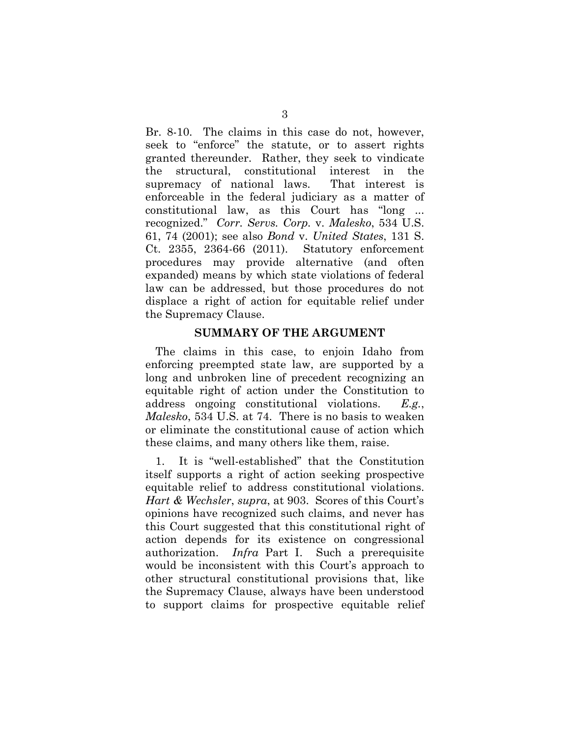Br. 8-10. The claims in this case do not, however, seek to "enforce" the statute, or to assert rights granted thereunder. Rather, they seek to vindicate the structural, constitutional interest in the supremacy of national laws. That interest is enforceable in the federal judiciary as a matter of constitutional law, as this Court has "long ... recognized." *Corr. Servs. Corp.* v. *Malesko*, 534 U.S. 61, 74 (2001); see also *Bond* v. *United States*, 131 S. Ct. 2355, 2364-66 (2011). Statutory enforcement procedures may provide alternative (and often expanded) means by which state violations of federal law can be addressed, but those procedures do not displace a right of action for equitable relief under the Supremacy Clause.

## SUMMARY OF THE ARGUMENT

The claims in this case, to enjoin Idaho from enforcing preempted state law, are supported by a long and unbroken line of precedent recognizing an equitable right of action under the Constitution to address ongoing constitutional violations. *E.g.*, *Malesko*, 534 U.S. at 74. There is no basis to weaken or eliminate the constitutional cause of action which these claims, and many others like them, raise.

1. It is "well-established" that the Constitution itself supports a right of action seeking prospective equitable relief to address constitutional violations. *Hart & Wechsler*, *supra*, at 903. Scores of this Court's opinions have recognized such claims, and never has this Court suggested that this constitutional right of action depends for its existence on congressional authorization. *Infra* Part I. Such a prerequisite would be inconsistent with this Court's approach to other structural constitutional provisions that, like the Supremacy Clause, always have been understood to support claims for prospective equitable relief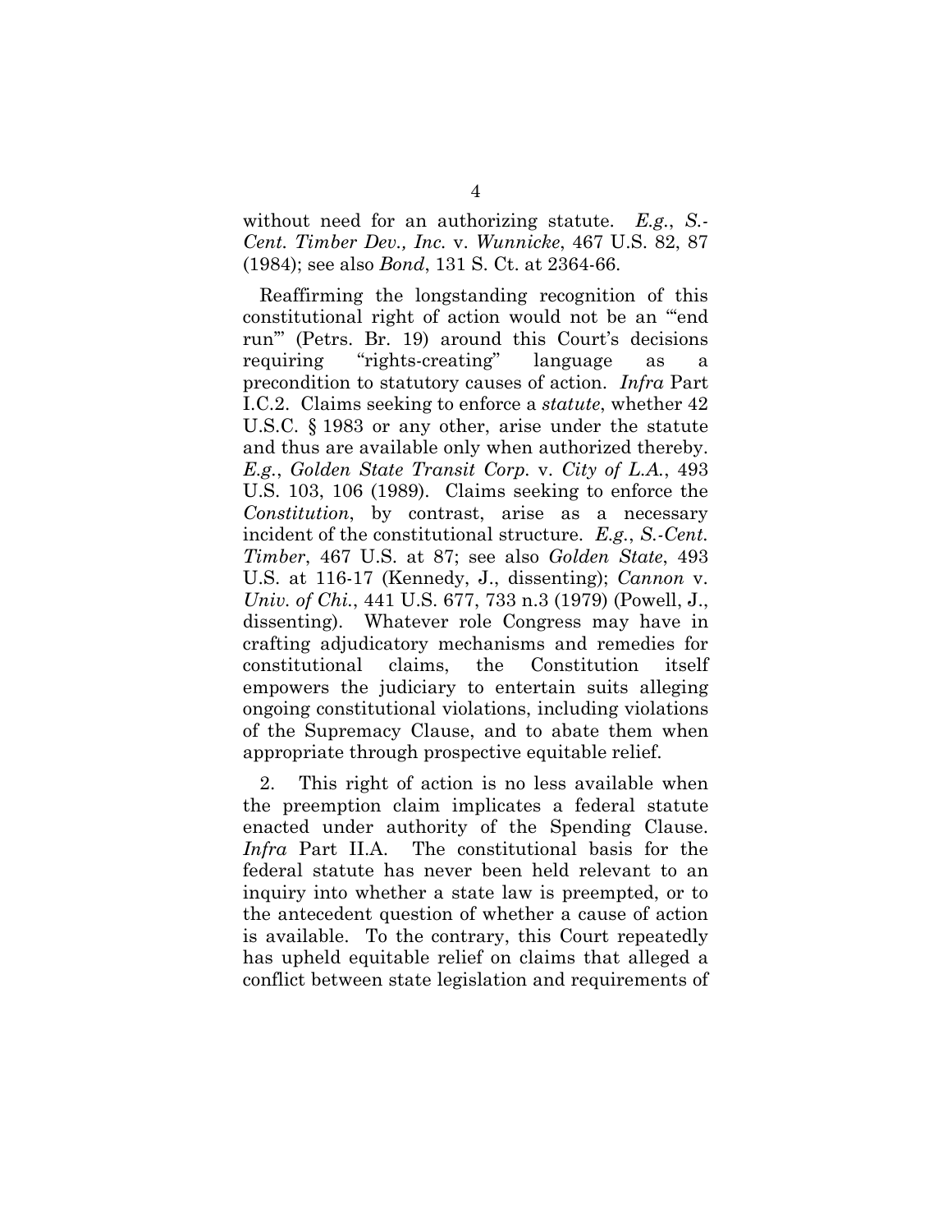without need for an authorizing statute. *E.g.*, *S.-Cent. Timber Dev., Inc.* v. *Wunnicke*, 467 U.S. 82, 87 (1984); see also *Bond*, 131 S. Ct. at 2364-66.

Reaffirming the longstanding recognition of this constitutional right of action would not be an "'end run'" (Petrs. Br. 19) around this Court's decisions requiring "rights-creating" language as a precondition to statutory causes of action. *Infra* Part I.C.2. Claims seeking to enforce a *statute*, whether 42 U.S.C. § 1983 or any other, arise under the statute and thus are available only when authorized thereby. *E.g.*, *Golden State Transit Corp.* v. *City of L.A.*, 493 U.S. 103, 106 (1989). Claims seeking to enforce the *Constitution*, by contrast, arise as a necessary incident of the constitutional structure. *E.g.*, *S.-Cent. Timber*, 467 U.S. at 87; see also *Golden State*, 493 U.S. at 116-17 (Kennedy, J., dissenting); *Cannon* v. *Univ. of Chi.*, 441 U.S. 677, 733 n.3 (1979) (Powell, J., dissenting). Whatever role Congress may have in crafting adjudicatory mechanisms and remedies for constitutional claims, the Constitution itself empowers the judiciary to entertain suits alleging ongoing constitutional violations, including violations of the Supremacy Clause, and to abate them when appropriate through prospective equitable relief.

2. This right of action is no less available when the preemption claim implicates a federal statute enacted under authority of the Spending Clause. *Infra* Part II.A. The constitutional basis for the federal statute has never been held relevant to an inquiry into whether a state law is preempted, or to the antecedent question of whether a cause of action is available. To the contrary, this Court repeatedly has upheld equitable relief on claims that alleged a conflict between state legislation and requirements of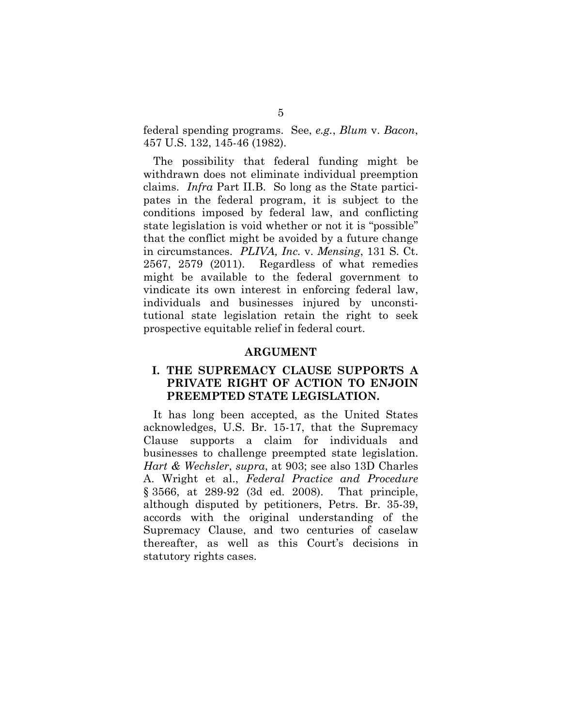federal spending programs. See, *e.g.*, *Blum* v. *Bacon*, 457 U.S. 132, 145-46 (1982).

The possibility that federal funding might be withdrawn does not eliminate individual preemption claims. *Infra* Part II.B. So long as the State participates in the federal program, it is subject to the conditions imposed by federal law, and conflicting state legislation is void whether or not it is "possible" that the conflict might be avoided by a future change in circumstances. *PLIVA, Inc.* v. *Mensing*, 131 S. Ct. 2567, 2579 (2011). Regardless of what remedies might be available to the federal government to vindicate its own interest in enforcing federal law, individuals and businesses injured by unconstitutional state legislation retain the right to seek prospective equitable relief in federal court.

## ARGUMENT

### I. THE SUPREMACY CLAUSE SUPPORTS A PRIVATE RIGHT OF ACTION TO ENJOIN PREEMPTED STATE LEGISLATION.

It has long been accepted, as the United States acknowledges, U.S. Br. 15-17, that the Supremacy Clause supports a claim for individuals and businesses to challenge preempted state legislation. *Hart & Wechsler*, *supra*, at 903; see also 13D Charles A. Wright et al., *Federal Practice and Procedure* § 3566, at 289-92 (3d ed. 2008). That principle, although disputed by petitioners, Petrs. Br. 35-39, accords with the original understanding of the Supremacy Clause, and two centuries of caselaw thereafter, as well as this Court's decisions in statutory rights cases.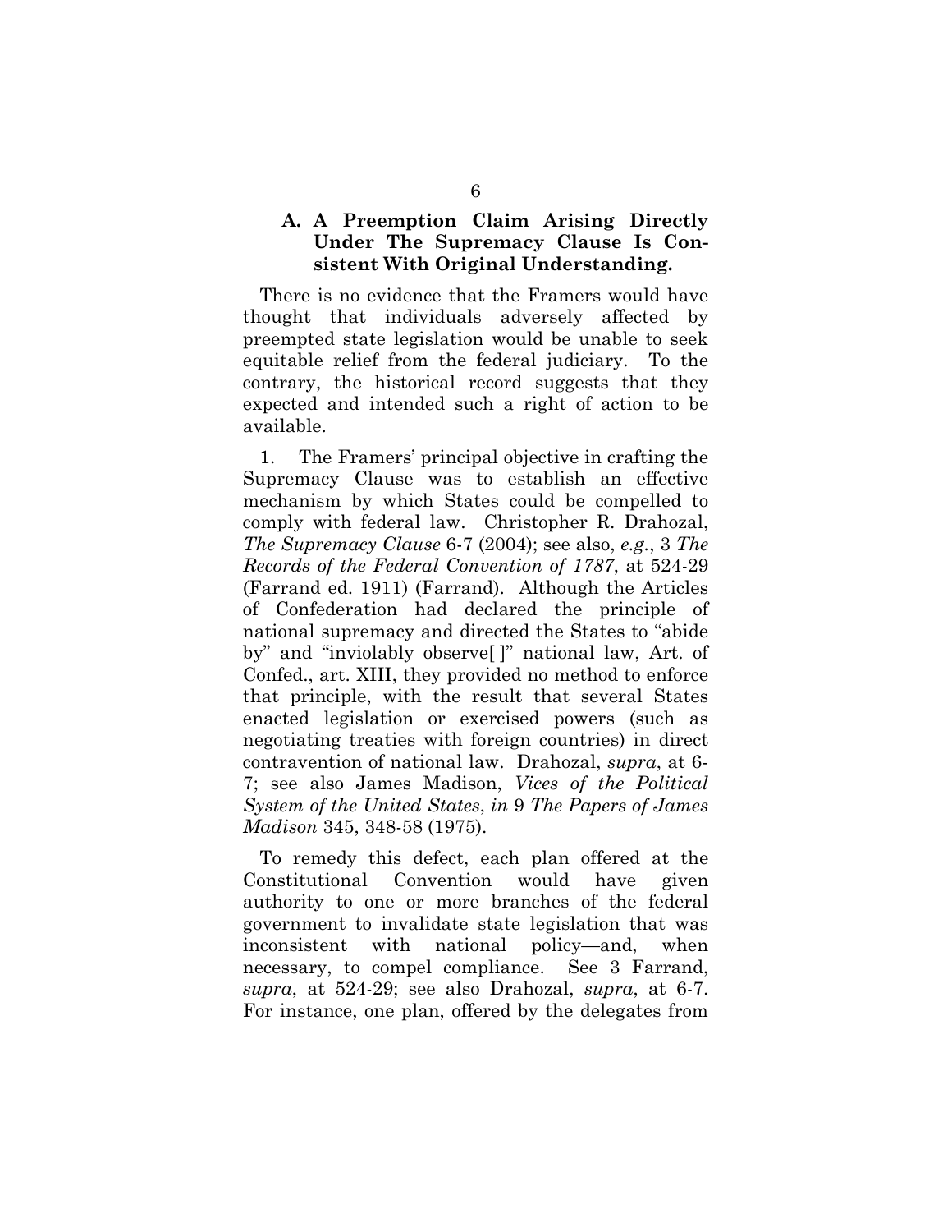### A. A Preemption Claim Arising Directly Under The Supremacy Clause Is Consistent With Original Understanding.

There is no evidence that the Framers would have thought that individuals adversely affected by preempted state legislation would be unable to seek equitable relief from the federal judiciary. To the contrary, the historical record suggests that they expected and intended such a right of action to be available.

1. The Framers' principal objective in crafting the Supremacy Clause was to establish an effective mechanism by which States could be compelled to comply with federal law. Christopher R. Drahozal, *The Supremacy Clause* 6-7 (2004); see also, *e.g.*, 3 *The Records of the Federal Convention of 1787*, at 524-29 (Farrand ed. 1911) (Farrand). Although the Articles of Confederation had declared the principle of national supremacy and directed the States to "abide by" and "inviolably observe[ ]" national law, Art. of Confed., art. XIII, they provided no method to enforce that principle, with the result that several States enacted legislation or exercised powers (such as negotiating treaties with foreign countries) in direct contravention of national law. Drahozal, *supra*, at 6-7; see also James Madison, *Vices of the Political System of the United States*, *in* 9 *The Papers of James Madison* 345, 348-58 (1975).

To remedy this defect, each plan offered at the Constitutional Convention would have given authority to one or more branches of the federal government to invalidate state legislation that was inconsistent with national policy—and, when necessary, to compel compliance. See 3 Farrand, *supra*, at 524-29; see also Drahozal, *supra*, at 6-7. For instance, one plan, offered by the delegates from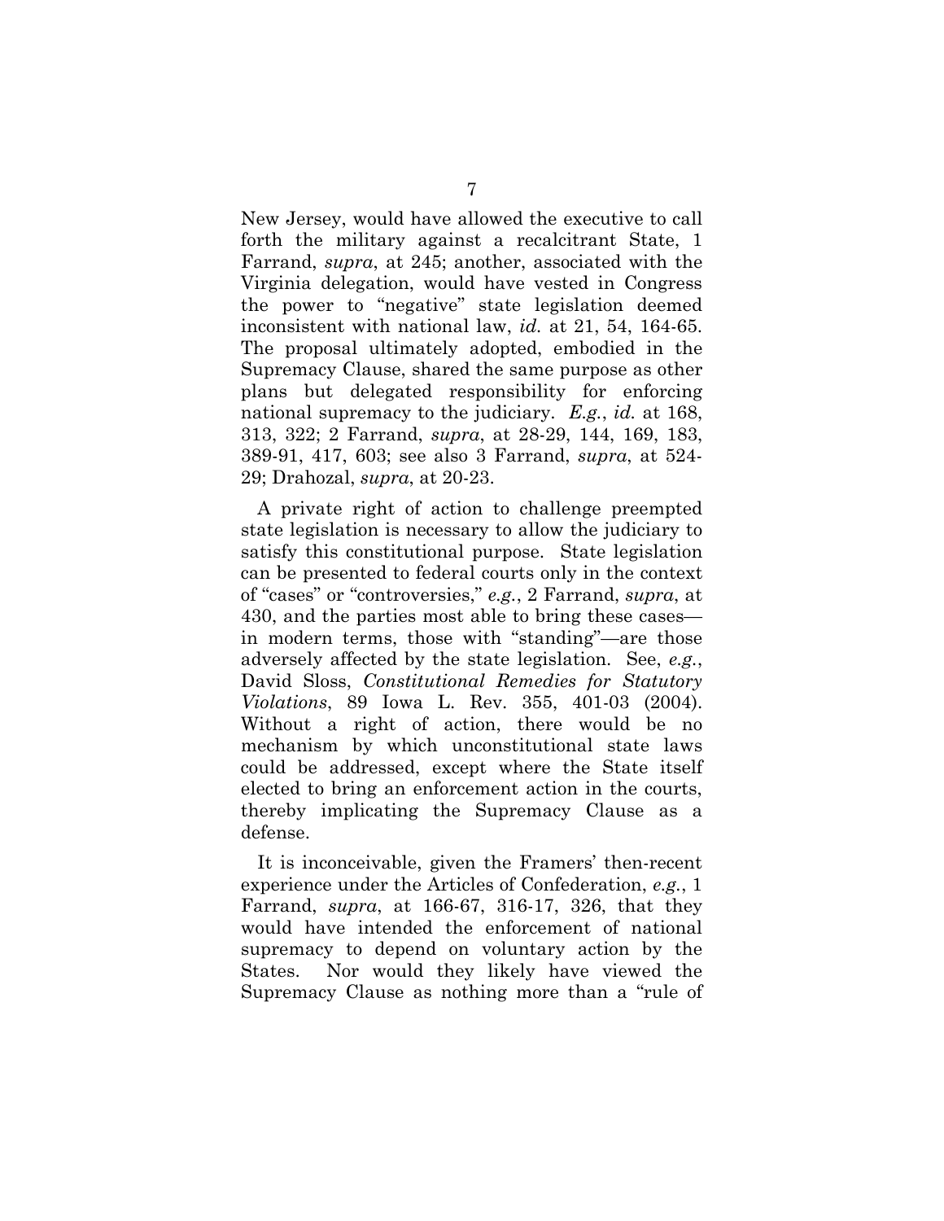New Jersey, would have allowed the executive to call forth the military against a recalcitrant State, 1 Farrand, *supra*, at 245; another, associated with the Virginia delegation, would have vested in Congress the power to "negative" state legislation deemed inconsistent with national law, *id.* at 21, 54, 164-65. The proposal ultimately adopted, embodied in the Supremacy Clause, shared the same purpose as other plans but delegated responsibility for enforcing national supremacy to the judiciary. *E.g.*, *id.* at 168, 313, 322; 2 Farrand, *supra*, at 28-29, 144, 169, 183, 389-91, 417, 603; see also 3 Farrand, *supra*, at 524-29; Drahozal, *supra*, at 20-23.

A private right of action to challenge preempted state legislation is necessary to allow the judiciary to satisfy this constitutional purpose. State legislation can be presented to federal courts only in the context of "cases" or "controversies," *e.g.*, 2 Farrand, *supra*, at 430, and the parties most able to bring these cases—in modern terms, those with "standing"—are those adversely affected by the state legislation. See, *e.g.*, David Sloss, *Constitutional Remedies for Statutory Violations*, 89 Iowa L. Rev. 355, 401-03 (2004). Without a right of action, there would be no mechanism by which unconstitutional state laws could be addressed, except where the State itself elected to bring an enforcement action in the courts, thereby implicating the Supremacy Clause as a defense.

It is inconceivable, given the Framers' then-recent experience under the Articles of Confederation, *e.g.*, 1 Farrand, *supra*, at 166-67, 316-17, 326, that they would have intended the enforcement of national supremacy to depend on voluntary action by the States. Nor would they likely have viewed the Supremacy Clause as nothing more than a "rule of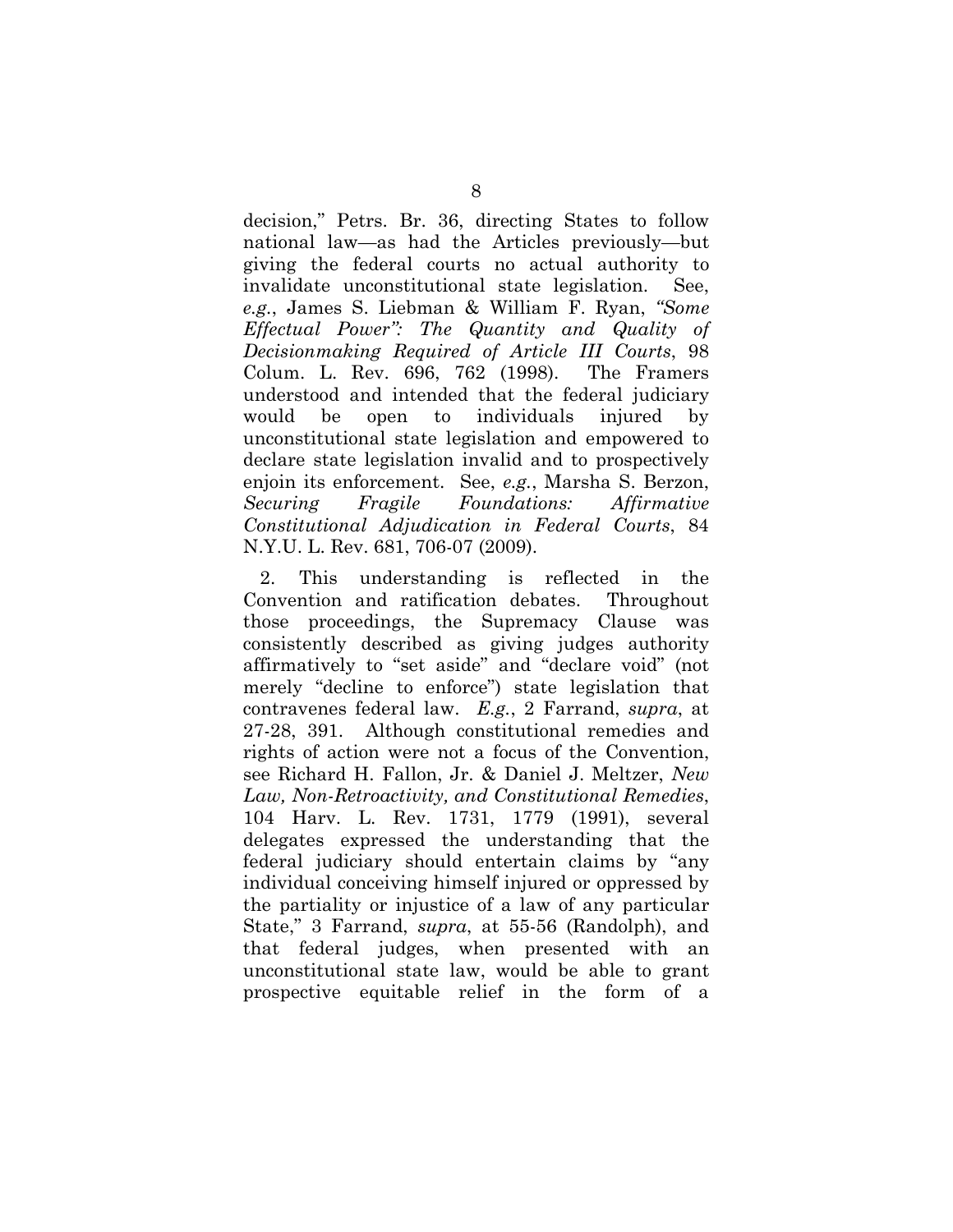decision," Petrs. Br. 36, directing States to follow national law—as had the Articles previously—but giving the federal courts no actual authority to invalidate unconstitutional state legislation. See, *e.g.*, James S. Liebman & William F. Ryan, *"Some Effectual Power": The Quantity and Quality of Decisionmaking Required of Article III Courts*, 98 Colum. L. Rev. 696, 762 (1998). The Framers understood and intended that the federal judiciary would be open to individuals injured by unconstitutional state legislation and empowered to declare state legislation invalid and to prospectively enjoin its enforcement. See, *e.g.*, Marsha S. Berzon, *Securing Fragile Foundations: Affirmative Constitutional Adjudication in Federal Courts*, 84 N.Y.U. L. Rev. 681, 706-07 (2009).

2. This understanding is reflected in the Convention and ratification debates. Throughout those proceedings, the Supremacy Clause was consistently described as giving judges authority affirmatively to "set aside" and "declare void" (not merely "decline to enforce") state legislation that contravenes federal law. *E.g.*, 2 Farrand, *supra*, at 27-28, 391. Although constitutional remedies and rights of action were not a focus of the Convention, see Richard H. Fallon, Jr. & Daniel J. Meltzer, *New Law, Non-Retroactivity, and Constitutional Remedies*, 104 Harv. L. Rev. 1731, 1779 (1991), several delegates expressed the understanding that the federal judiciary should entertain claims by "any individual conceiving himself injured or oppressed by the partiality or injustice of a law of any particular State," 3 Farrand, *supra*, at 55-56 (Randolph), and that federal judges, when presented with an unconstitutional state law, would be able to grant prospective equitable relief in the form of a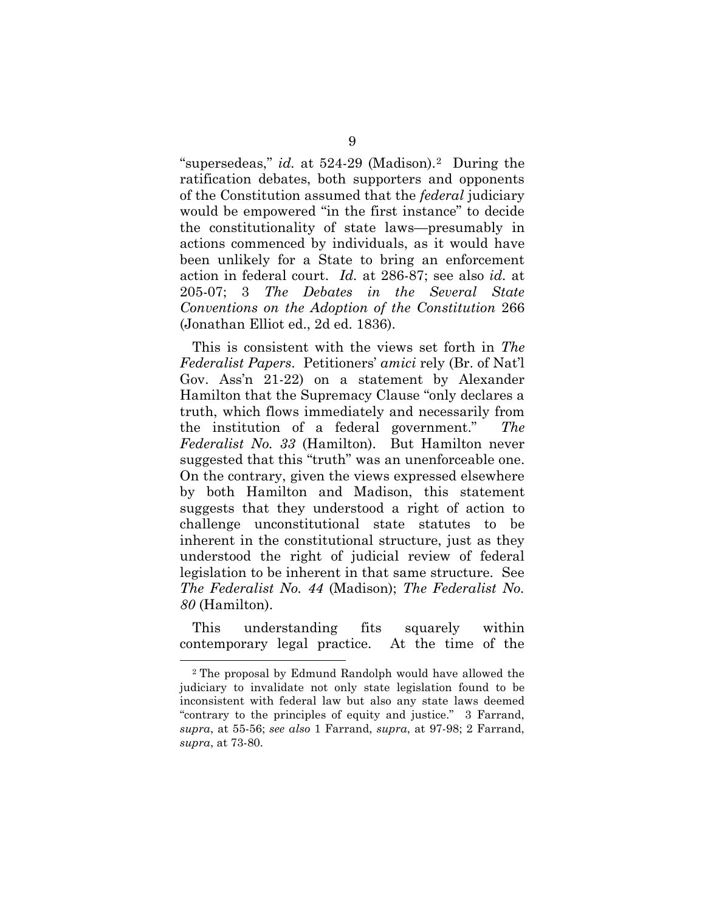"supersedeas," *id.* at 524-29 (Madison).[2] During the ratification debates, both supporters and opponents of the Constitution assumed that the *federal* judiciary would be empowered "in the first instance" to decide the constitutionality of state laws—presumably in actions commenced by individuals, as it would have been unlikely for a State to bring an enforcement action in federal court. *Id.* at 286-87; see also *id.* at 205-07; 3 *The Debates in the Several State Conventions on the Adoption of the Constitution* 266 (Jonathan Elliot ed., 2d ed. 1836).

This is consistent with the views set forth in *The Federalist Papers*. Petitioners' *amici* rely (Br. of Nat'l Gov. Ass'n 21-22) on a statement by Alexander Hamilton that the Supremacy Clause "only declares a truth, which flows immediately and necessarily from the institution of a federal government." *The Federalist No. 33* (Hamilton). But Hamilton never suggested that this "truth" was an unenforceable one. On the contrary, given the views expressed elsewhere by both Hamilton and Madison, this statement suggests that they understood a right of action to challenge unconstitutional state statutes to be inherent in the constitutional structure, just as they understood the right of judicial review of federal legislation to be inherent in that same structure. See *The Federalist No. 44* (Madison); *The Federalist No. 80* (Hamilton).

This understanding fits squarely within contemporary legal practice. At the time of the

---

[2] The proposal by Edmund Randolph would have allowed the judiciary to invalidate not only state legislation found to be inconsistent with federal law but also any state laws deemed "contrary to the principles of equity and justice." 3 Farrand, *supra*, at 55-56; *see also* 1 Farrand, *supra*, at 97-98; 2 Farrand, *supra*, at 73-80.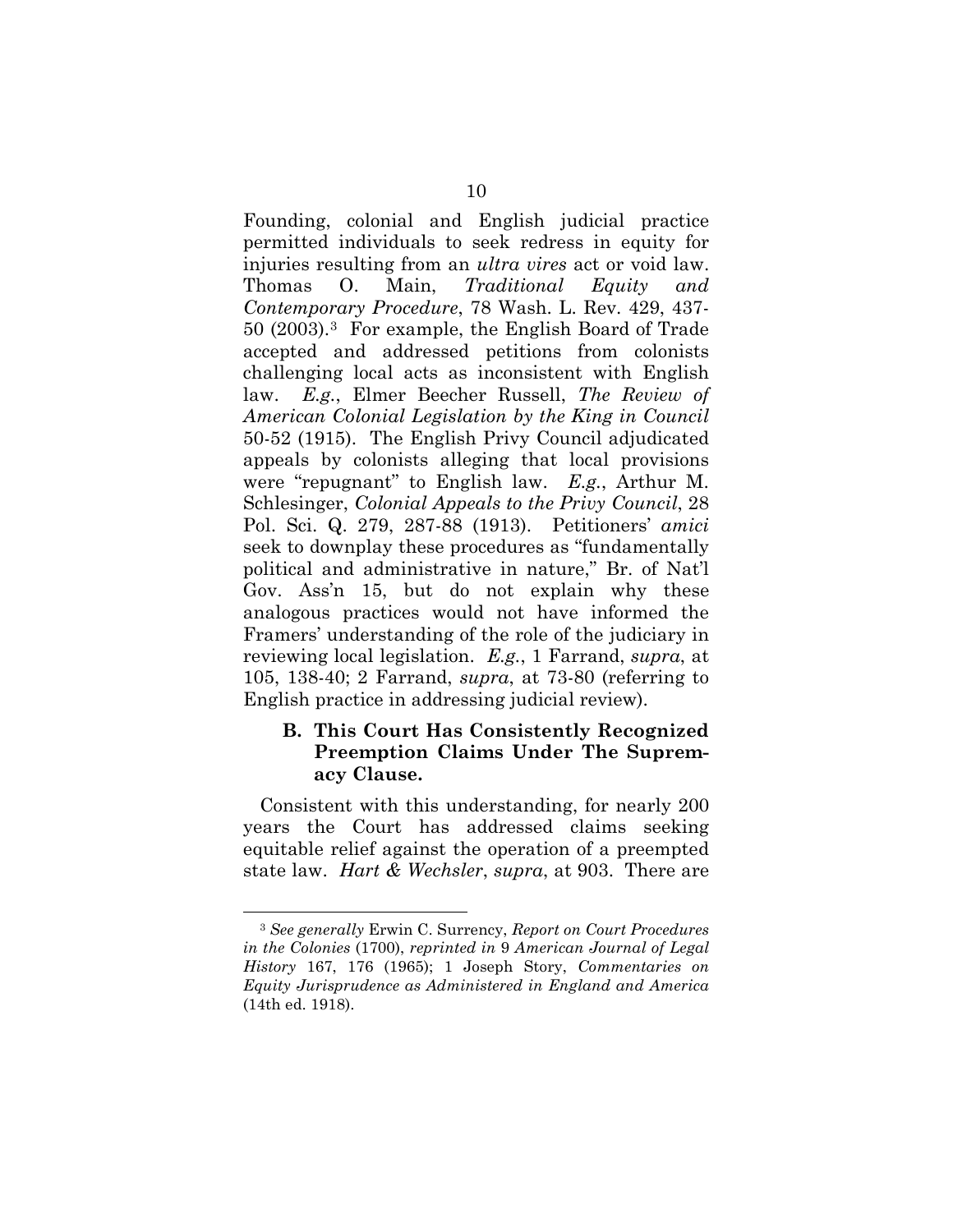Founding, colonial and English judicial practice permitted individuals to seek redress in equity for injuries resulting from an *ultra vires* act or void law. Thomas O. Main, *Traditional Equity and Contemporary Procedure*, 78 Wash. L. Rev. 429, 437-50 (2003).[3] For example, the English Board of Trade accepted and addressed petitions from colonists challenging local acts as inconsistent with English law. *E.g.*, Elmer Beecher Russell, *The Review of American Colonial Legislation by the King in Council* 50-52 (1915). The English Privy Council adjudicated appeals by colonists alleging that local provisions were "repugnant" to English law. *E.g.*, Arthur M. Schlesinger, *Colonial Appeals to the Privy Council*, 28 Pol. Sci. Q. 279, 287-88 (1913). Petitioners' *amici* seek to downplay these procedures as "fundamentally political and administrative in nature," Br. of Nat'l Gov. Ass'n 15, but do not explain why these analogous practices would not have informed the Framers' understanding of the role of the judiciary in reviewing local legislation. *E.g.*, 1 Farrand, *supra*, at 105, 138-40; 2 Farrand, *supra*, at 73-80 (referring to English practice in addressing judicial review).

### B. This Court Has Consistently Recognized Preemption Claims Under The Supremacy Clause.

Consistent with this understanding, for nearly 200 years the Court has addressed claims seeking equitable relief against the operation of a preempted state law. *Hart & Wechsler*, *supra*, at 903. There are

---

[3] *See generally* Erwin C. Surrency, *Report on Court Procedures in the Colonies* (1700), *reprinted in* 9 *American Journal of Legal History* 167, 176 (1965); 1 Joseph Story, *Commentaries on Equity Jurisprudence as Administered in England and America* (14th ed. 1918).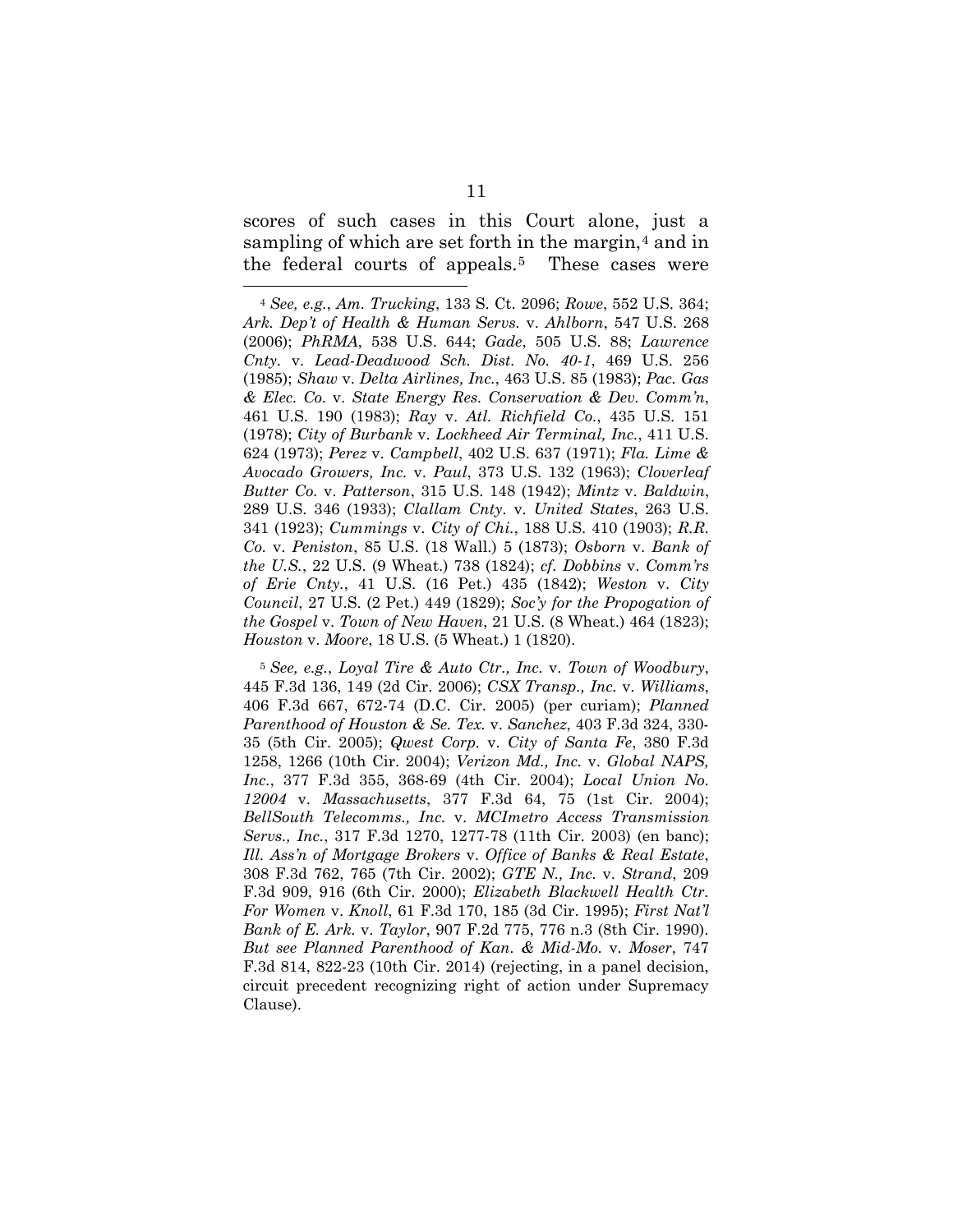scores of such cases in this Court alone, just a sampling of which are set forth in the margin,[4] and in the federal courts of appeals.[5] These cases were

---

[4] *See, e.g.*, *Am. Trucking*, 133 S. Ct. 2096; *Rowe*, 552 U.S. 364; *Ark. Dep't of Health & Human Servs.* v. *Ahlborn*, 547 U.S. 268 (2006); *PhRMA*, 538 U.S. 644; *Gade*, 505 U.S. 88; *Lawrence Cnty.* v. *Lead-Deadwood Sch. Dist. No. 40-1*, 469 U.S. 256 (1985); *Shaw* v. *Delta Airlines, Inc.*, 463 U.S. 85 (1983); *Pac. Gas & Elec. Co.* v. *State Energy Res. Conservation & Dev. Comm'n*, 461 U.S. 190 (1983); *Ray* v. *Atl. Richfield Co.*, 435 U.S. 151 (1978); *City of Burbank* v. *Lockheed Air Terminal, Inc.*, 411 U.S. 624 (1973); *Perez* v. *Campbell*, 402 U.S. 637 (1971); *Fla. Lime & Avocado Growers, Inc.* v. *Paul*, 373 U.S. 132 (1963); *Cloverleaf Butter Co.* v. *Patterson*, 315 U.S. 148 (1942); *Mintz* v. *Baldwin*, 289 U.S. 346 (1933); *Clallam Cnty.* v. *United States*, 263 U.S. 341 (1923); *Cummings* v. *City of Chi.*, 188 U.S. 410 (1903); *R.R. Co.* v. *Peniston*, 85 U.S. (18 Wall.) 5 (1873); *Osborn* v. *Bank of the U.S.*, 22 U.S. (9 Wheat.) 738 (1824); *cf. Dobbins* v. *Comm'rs of Erie Cnty.*, 41 U.S. (16 Pet.) 435 (1842); *Weston* v. *City Council*, 27 U.S. (2 Pet.) 449 (1829); *Soc'y for the Propogation of the Gospel* v. *Town of New Haven*, 21 U.S. (8 Wheat.) 464 (1823); *Houston* v. *Moore*, 18 U.S. (5 Wheat.) 1 (1820).

[5] *See, e.g.*, *Loyal Tire & Auto Ctr., Inc.* v. *Town of Woodbury*, 445 F.3d 136, 149 (2d Cir. 2006); *CSX Transp., Inc.* v. *Williams*, 406 F.3d 667, 672-74 (D.C. Cir. 2005) (per curiam); *Planned Parenthood of Houston & Se. Tex.* v. *Sanchez*, 403 F.3d 324, 330-35 (5th Cir. 2005); *Qwest Corp.* v. *City of Santa Fe*, 380 F.3d 1258, 1266 (10th Cir. 2004); *Verizon Md., Inc.* v. *Global NAPS, Inc.*, 377 F.3d 355, 368-69 (4th Cir. 2004); *Local Union No. 12004* v. *Massachusetts*, 377 F.3d 64, 75 (1st Cir. 2004); *BellSouth Telecomms., Inc.* v. *MCImetro Access Transmission Servs., Inc.*, 317 F.3d 1270, 1277-78 (11th Cir. 2003) (en banc); *Ill. Ass'n of Mortgage Brokers* v. *Office of Banks & Real Estate*, 308 F.3d 762, 765 (7th Cir. 2002); *GTE N., Inc.* v. *Strand*, 209 F.3d 909, 916 (6th Cir. 2000); *Elizabeth Blackwell Health Ctr. For Women* v. *Knoll*, 61 F.3d 170, 185 (3d Cir. 1995); *First Nat'l Bank of E. Ark.* v. *Taylor*, 907 F.2d 775, 776 n.3 (8th Cir. 1990). *But see Planned Parenthood of Kan. & Mid-Mo.* v. *Moser*, 747 F.3d 814, 822-23 (10th Cir. 2014) (rejecting, in a panel decision, circuit precedent recognizing right of action under Supremacy Clause).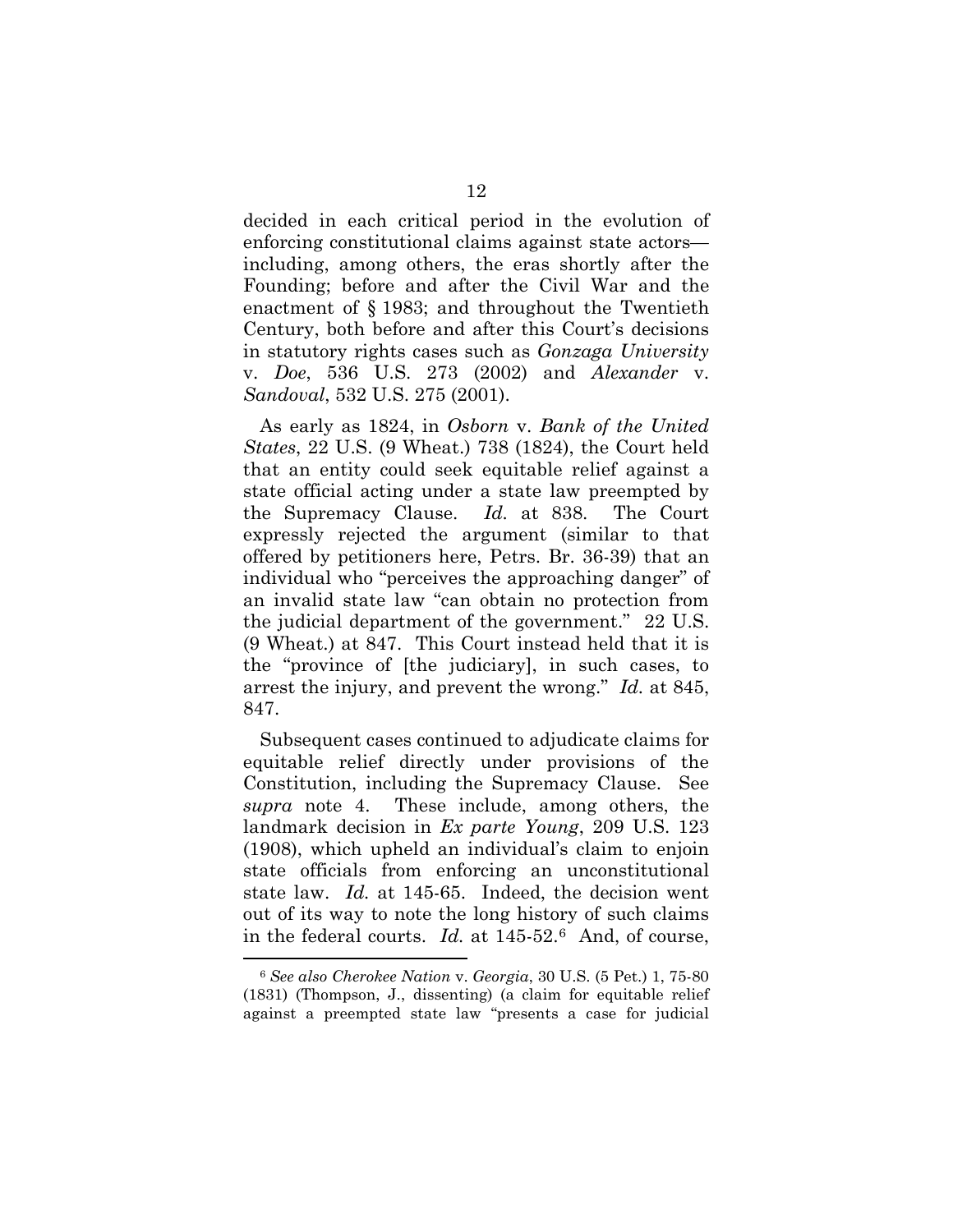decided in each critical period in the evolution of enforcing constitutional claims against state actors—including, among others, the eras shortly after the Founding; before and after the Civil War and the enactment of § 1983; and throughout the Twentieth Century, both before and after this Court's decisions in statutory rights cases such as *Gonzaga University* v. *Doe*, 536 U.S. 273 (2002) and *Alexander* v. *Sandoval*, 532 U.S. 275 (2001).

As early as 1824, in *Osborn* v. *Bank of the United States*, 22 U.S. (9 Wheat.) 738 (1824), the Court held that an entity could seek equitable relief against a state official acting under a state law preempted by the Supremacy Clause. *Id.* at 838. The Court expressly rejected the argument (similar to that offered by petitioners here, Petrs. Br. 36-39) that an individual who "perceives the approaching danger" of an invalid state law "can obtain no protection from the judicial department of the government." 22 U.S. (9 Wheat.) at 847. This Court instead held that it is the "province of [the judiciary], in such cases, to arrest the injury, and prevent the wrong." *Id.* at 845, 847.

Subsequent cases continued to adjudicate claims for equitable relief directly under provisions of the Constitution, including the Supremacy Clause. See *supra* note 4. These include, among others, the landmark decision in *Ex parte Young*, 209 U.S. 123 (1908), which upheld an individual's claim to enjoin state officials from enforcing an unconstitutional state law. *Id.* at 145-65. Indeed, the decision went out of its way to note the long history of such claims in the federal courts. *Id.* at 145-52.[6] And, of course,

[6] *See also Cherokee Nation* v. *Georgia*, 30 U.S. (5 Pet.) 1, 75-80 (1831) (Thompson, J., dissenting) (a claim for equitable relief against a preempted state law "presents a case for judicial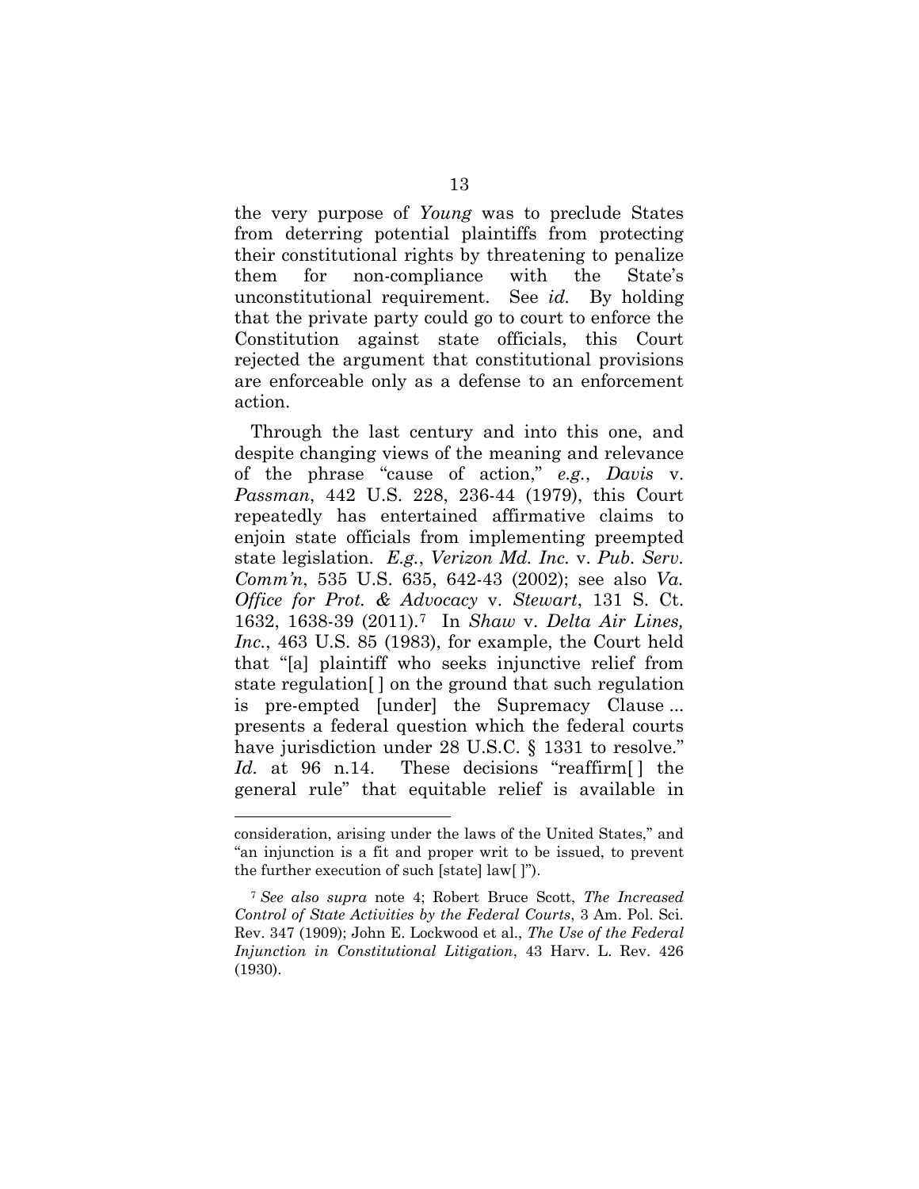the very purpose of *Young* was to preclude States from deterring potential plaintiffs from protecting their constitutional rights by threatening to penalize them for non-compliance with the State's unconstitutional requirement. See *id.* By holding that the private party could go to court to enforce the Constitution against state officials, this Court rejected the argument that constitutional provisions are enforceable only as a defense to an enforcement action.

Through the last century and into this one, and despite changing views of the meaning and relevance of the phrase "cause of action," *e.g.*, *Davis* v. *Passman*, 442 U.S. 228, 236-44 (1979), this Court repeatedly has entertained affirmative claims to enjoin state officials from implementing preempted state legislation. *E.g.*, *Verizon Md. Inc.* v. *Pub. Serv. Comm'n*, 535 U.S. 635, 642-43 (2002); see also *Va. Office for Prot. & Advocacy* v. *Stewart*, 131 S. Ct. 1632, 1638-39 (2011).[7] In *Shaw* v. *Delta Air Lines, Inc.*, 463 U.S. 85 (1983), for example, the Court held that "[a] plaintiff who seeks injunctive relief from state regulation[ ] on the ground that such regulation is pre-empted [under] the Supremacy Clause ... presents a federal question which the federal courts have jurisdiction under 28 U.S.C. § 1331 to resolve." *Id.* at 96 n.14. These decisions "reaffirm[ ] the general rule" that equitable relief is available in

---

consideration, arising under the laws of the United States," and "an injunction is a fit and proper writ to be issued, to prevent the further execution of such [state] law[ ]").

[7] *See also supra* note 4; Robert Bruce Scott, *The Increased Control of State Activities by the Federal Courts*, 3 Am. Pol. Sci. Rev. 347 (1909); John E. Lockwood et al., *The Use of the Federal Injunction in Constitutional Litigation*, 43 Harv. L. Rev. 426 (1930).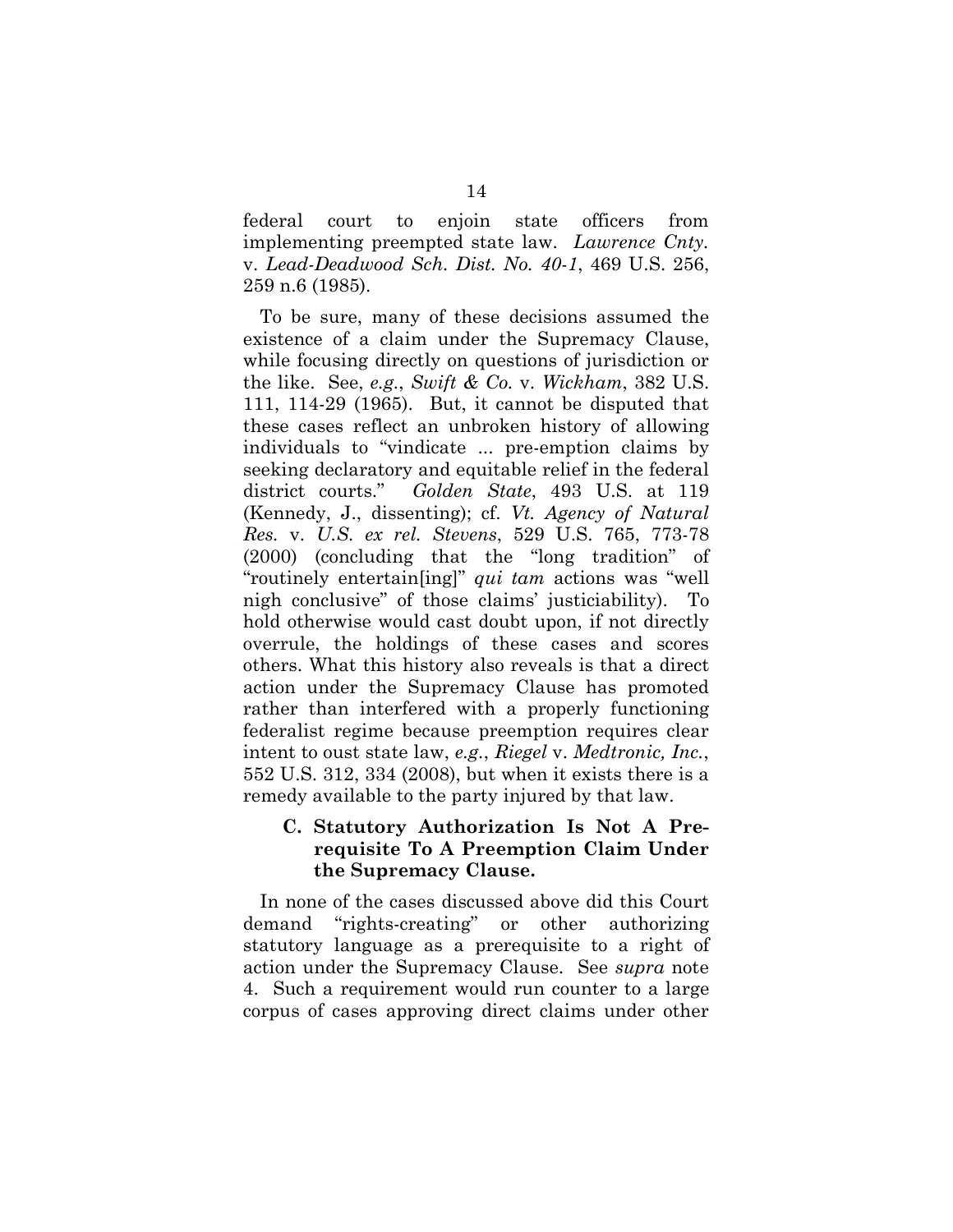federal court to enjoin state officers from implementing preempted state law. *Lawrence Cnty.* v. *Lead-Deadwood Sch. Dist. No. 40-1*, 469 U.S. 256, 259 n.6 (1985).

To be sure, many of these decisions assumed the existence of a claim under the Supremacy Clause, while focusing directly on questions of jurisdiction or the like. See, *e.g.*, *Swift & Co.* v. *Wickham*, 382 U.S. 111, 114-29 (1965). But, it cannot be disputed that these cases reflect an unbroken history of allowing individuals to "vindicate ... pre-emption claims by seeking declaratory and equitable relief in the federal district courts." *Golden State*, 493 U.S. at 119 (Kennedy, J., dissenting); cf. *Vt. Agency of Natural Res.* v. *U.S. ex rel. Stevens*, 529 U.S. 765, 773-78 (2000) (concluding that the "long tradition" of "routinely entertain[ing]" *qui tam* actions was "well nigh conclusive" of those claims' justiciability). To hold otherwise would cast doubt upon, if not directly overrule, the holdings of these cases and scores others. What this history also reveals is that a direct action under the Supremacy Clause has promoted rather than interfered with a properly functioning federalist regime because preemption requires clear intent to oust state law, *e.g.*, *Riegel* v. *Medtronic, Inc.*, 552 U.S. 312, 334 (2008), but when it exists there is a remedy available to the party injured by that law.

### C. Statutory Authorization Is Not A Prerequisite To A Preemption Claim Under the Supremacy Clause.

In none of the cases discussed above did this Court demand "rights-creating" or other authorizing statutory language as a prerequisite to a right of action under the Supremacy Clause. See *supra* note 4. Such a requirement would run counter to a large corpus of cases approving direct claims under other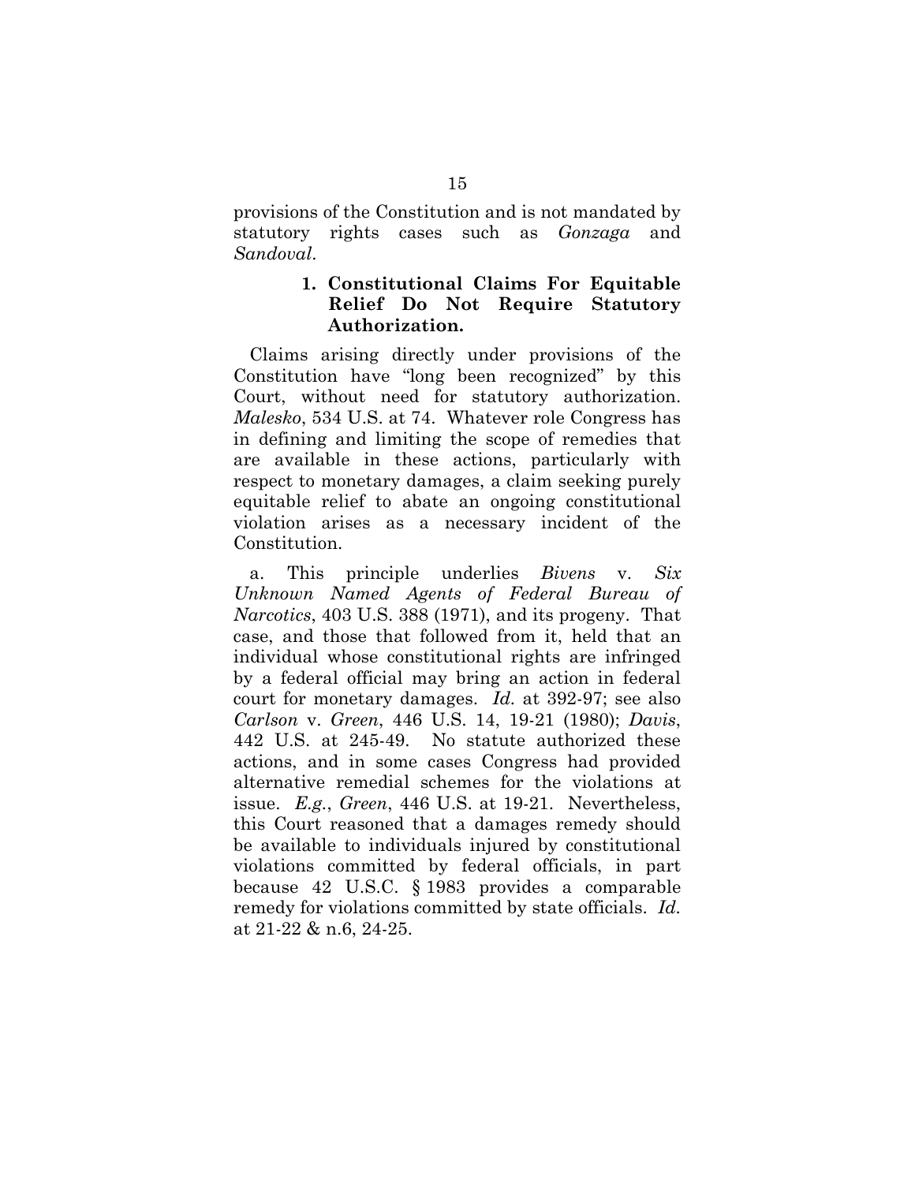provisions of the Constitution and is not mandated by statutory rights cases such as *Gonzaga* and *Sandoval*.

#### 1. Constitutional Claims For Equitable Relief Do Not Require Statutory Authorization.

Claims arising directly under provisions of the Constitution have "long been recognized" by this Court, without need for statutory authorization. *Malesko*, 534 U.S. at 74. Whatever role Congress has in defining and limiting the scope of remedies that are available in these actions, particularly with respect to monetary damages, a claim seeking purely equitable relief to abate an ongoing constitutional violation arises as a necessary incident of the Constitution.

a. This principle underlies *Bivens* v. *Six Unknown Named Agents of Federal Bureau of Narcotics*, 403 U.S. 388 (1971), and its progeny. That case, and those that followed from it, held that an individual whose constitutional rights are infringed by a federal official may bring an action in federal court for monetary damages. *Id.* at 392-97; see also *Carlson* v. *Green*, 446 U.S. 14, 19-21 (1980); *Davis*, 442 U.S. at 245-49. No statute authorized these actions, and in some cases Congress had provided alternative remedial schemes for the violations at issue. *E.g.*, *Green*, 446 U.S. at 19-21. Nevertheless, this Court reasoned that a damages remedy should be available to individuals injured by constitutional violations committed by federal officials, in part because 42 U.S.C. § 1983 provides a comparable remedy for violations committed by state officials. *Id.* at 21-22 & n.6, 24-25.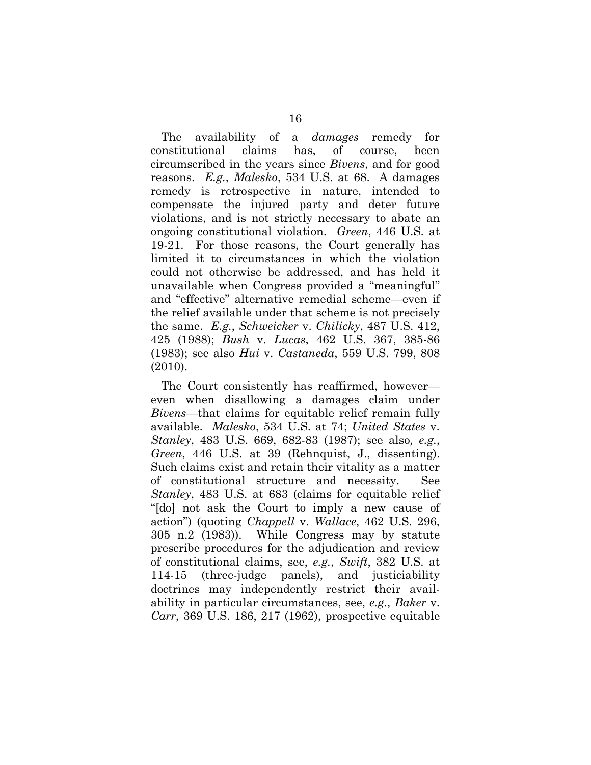The availability of a *damages* remedy for constitutional claims has, of course, been circumscribed in the years since *Bivens*, and for good reasons. *E.g.*, *Malesko*, 534 U.S. at 68. A damages remedy is retrospective in nature, intended to compensate the injured party and deter future violations, and is not strictly necessary to abate an ongoing constitutional violation. *Green*, 446 U.S. at 19-21. For those reasons, the Court generally has limited it to circumstances in which the violation could not otherwise be addressed, and has held it unavailable when Congress provided a "meaningful" and "effective" alternative remedial scheme—even if the relief available under that scheme is not precisely the same. *E.g.*, *Schweicker* v. *Chilicky*, 487 U.S. 412, 425 (1988); *Bush* v. *Lucas*, 462 U.S. 367, 385-86 (1983); see also *Hui* v. *Castaneda*, 559 U.S. 799, 808 (2010).

The Court consistently has reaffirmed, however—even when disallowing a damages claim under *Bivens*—that claims for equitable relief remain fully available. *Malesko*, 534 U.S. at 74; *United States* v. *Stanley*, 483 U.S. 669, 682-83 (1987); see also, *e.g.*, *Green*, 446 U.S. at 39 (Rehnquist, J., dissenting). Such claims exist and retain their vitality as a matter of constitutional structure and necessity. See *Stanley*, 483 U.S. at 683 (claims for equitable relief "[do] not ask the Court to imply a new cause of action") (quoting *Chappell* v. *Wallace*, 462 U.S. 296, 305 n.2 (1983)). While Congress may by statute prescribe procedures for the adjudication and review of constitutional claims, see, *e.g.*, *Swift*, 382 U.S. at 114-15 (three-judge panels), and justiciability doctrines may independently restrict their availability in particular circumstances, see, *e.g.*, *Baker* v. *Carr*, 369 U.S. 186, 217 (1962), prospective equitable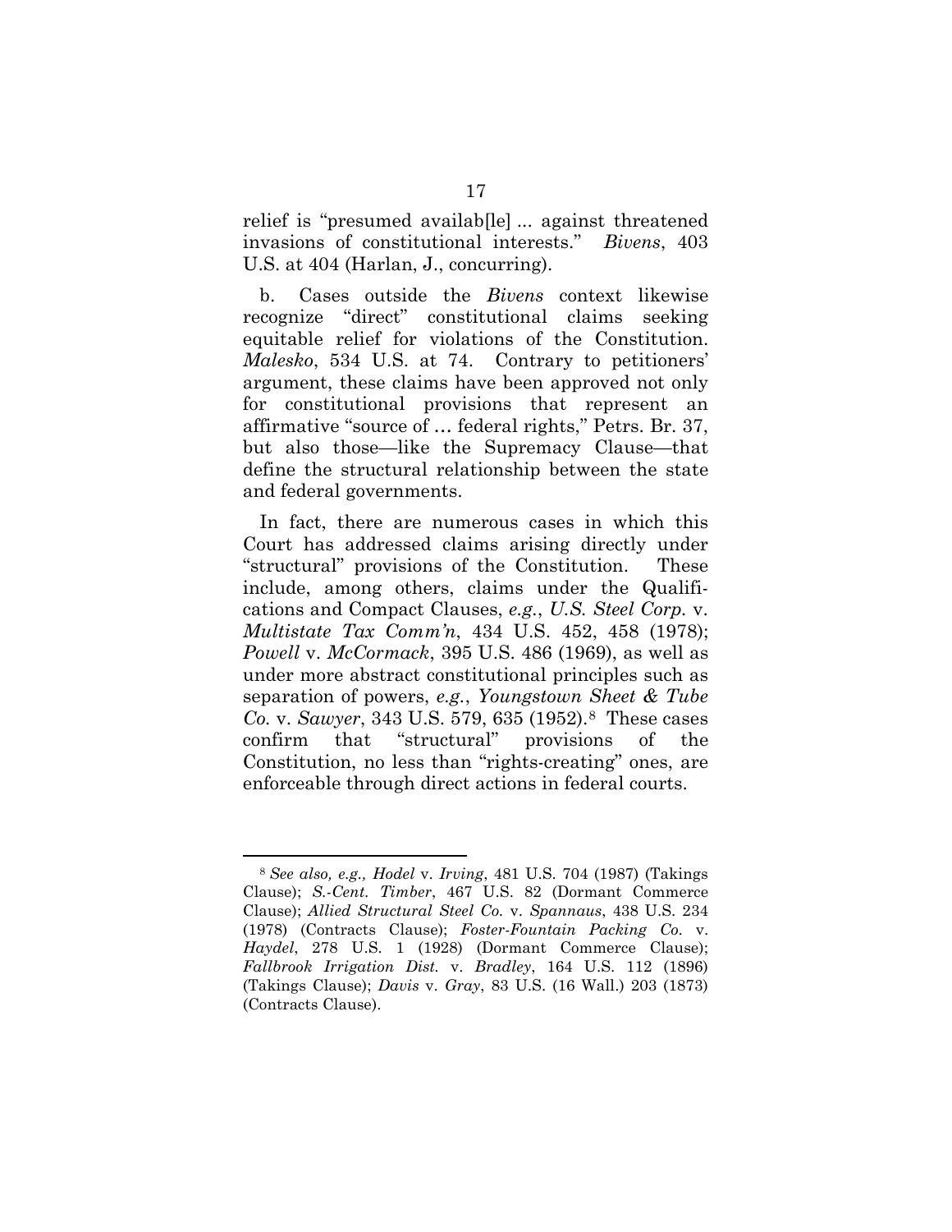relief is "presumed availab[le] ... against threatened invasions of constitutional interests." *Bivens*, 403 U.S. at 404 (Harlan, J., concurring).

b. Cases outside the *Bivens* context likewise recognize "direct" constitutional claims seeking equitable relief for violations of the Constitution. *Malesko*, 534 U.S. at 74. Contrary to petitioners' argument, these claims have been approved not only for constitutional provisions that represent an affirmative "source of … federal rights," Petrs. Br. 37, but also those—like the Supremacy Clause—that define the structural relationship between the state and federal governments.

In fact, there are numerous cases in which this Court has addressed claims arising directly under "structural" provisions of the Constitution. These include, among others, claims under the Qualifications and Compact Clauses, *e.g.*, *U.S. Steel Corp.* v. *Multistate Tax Comm'n*, 434 U.S. 452, 458 (1978); *Powell* v. *McCormack*, 395 U.S. 486 (1969), as well as under more abstract constitutional principles such as separation of powers, *e.g.*, *Youngstown Sheet & Tube Co.* v. *Sawyer*, 343 U.S. 579, 635 (1952).[8] These cases confirm that "structural" provisions of the Constitution, no less than "rights-creating" ones, are enforceable through direct actions in federal courts.

---

[8] *See also, e.g., Hodel* v. *Irving*, 481 U.S. 704 (1987) (Takings Clause); *S.-Cent. Timber*, 467 U.S. 82 (Dormant Commerce Clause); *Allied Structural Steel Co.* v. *Spannaus*, 438 U.S. 234 (1978) (Contracts Clause); *Foster-Fountain Packing Co.* v. *Haydel*, 278 U.S. 1 (1928) (Dormant Commerce Clause); *Fallbrook Irrigation Dist.* v. *Bradley*, 164 U.S. 112 (1896) (Takings Clause); *Davis* v. *Gray*, 83 U.S. (16 Wall.) 203 (1873) (Contracts Clause).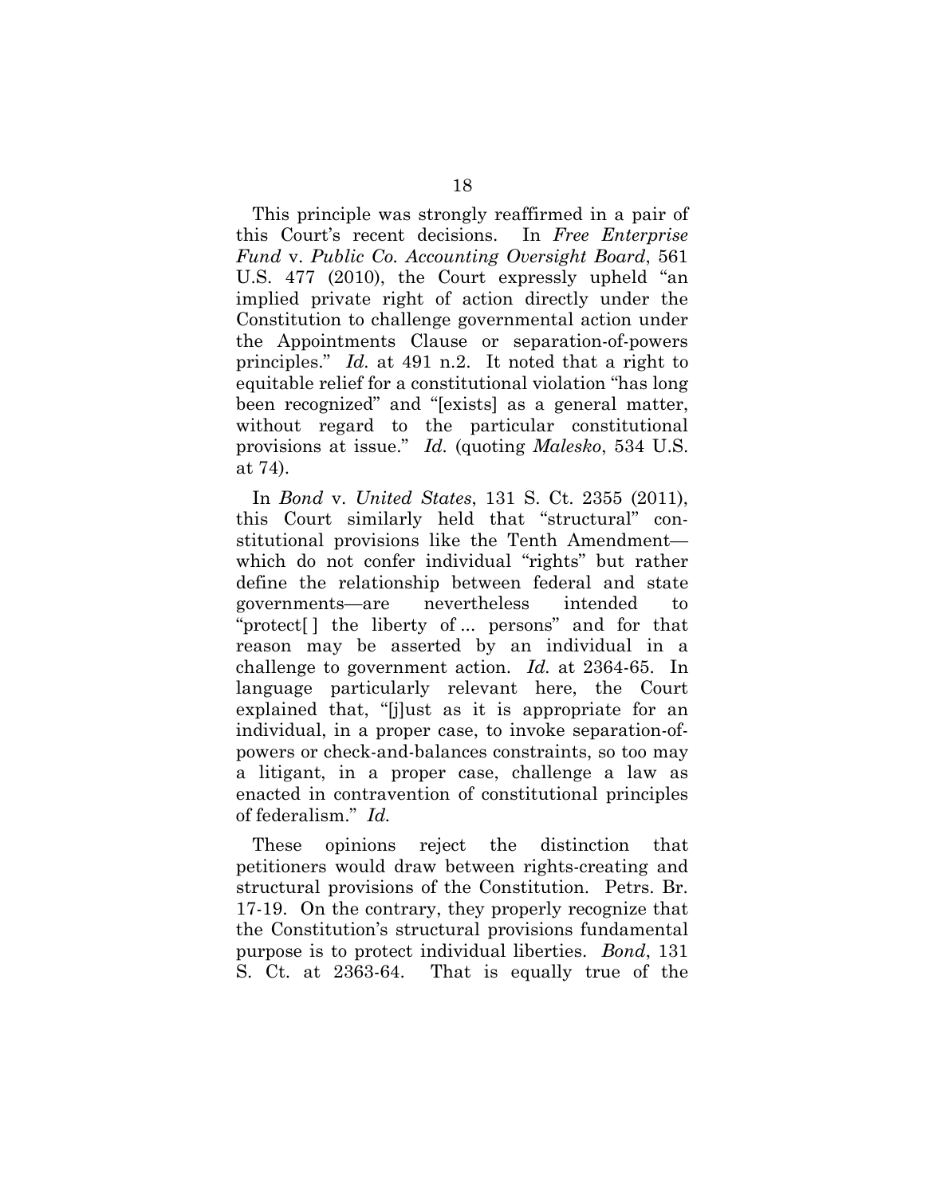This principle was strongly reaffirmed in a pair of this Court's recent decisions. In *Free Enterprise Fund* v. *Public Co. Accounting Oversight Board*, 561 U.S. 477 (2010), the Court expressly upheld "an implied private right of action directly under the Constitution to challenge governmental action under the Appointments Clause or separation-of-powers principles." *Id.* at 491 n.2. It noted that a right to equitable relief for a constitutional violation "has long been recognized" and "[exists] as a general matter, without regard to the particular constitutional provisions at issue." *Id.* (quoting *Malesko*, 534 U.S. at 74).

In *Bond* v. *United States*, 131 S. Ct. 2355 (2011), this Court similarly held that "structural" constitutional provisions like the Tenth Amendment—which do not confer individual "rights" but rather define the relationship between federal and state governments—are nevertheless intended to "protect[ ] the liberty of ... persons" and for that reason may be asserted by an individual in a challenge to government action. *Id.* at 2364-65. In language particularly relevant here, the Court explained that, "[j]ust as it is appropriate for an individual, in a proper case, to invoke separation-of-powers or check-and-balances constraints, so too may a litigant, in a proper case, challenge a law as enacted in contravention of constitutional principles of federalism." *Id.*

These opinions reject the distinction that petitioners would draw between rights-creating and structural provisions of the Constitution. Petrs. Br. 17-19. On the contrary, they properly recognize that the Constitution's structural provisions fundamental purpose is to protect individual liberties. *Bond*, 131 S. Ct. at 2363-64. That is equally true of the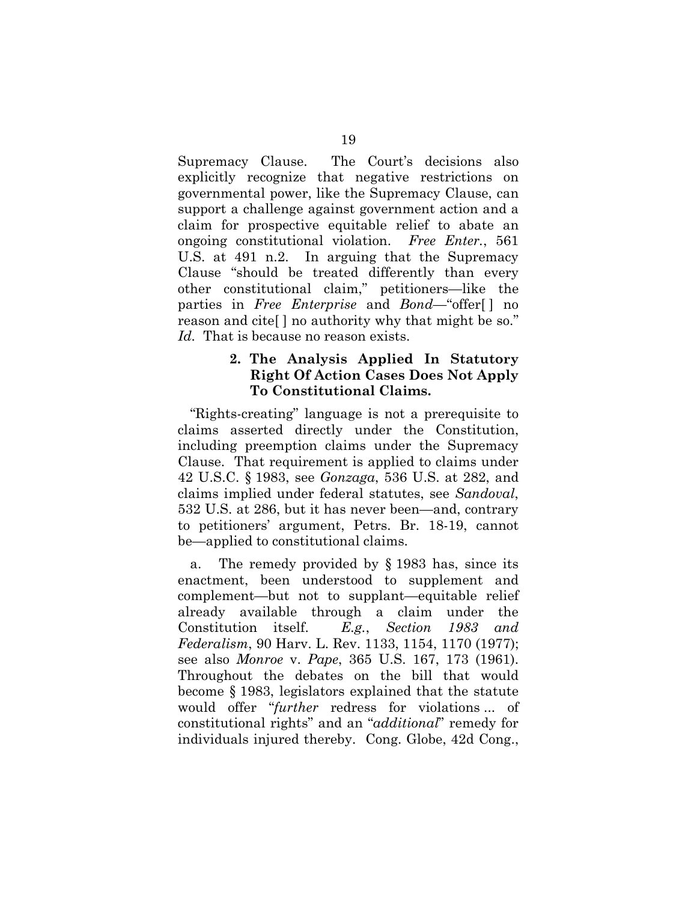Supremacy Clause. The Court's decisions also explicitly recognize that negative restrictions on governmental power, like the Supremacy Clause, can support a challenge against government action and a claim for prospective equitable relief to abate an ongoing constitutional violation. *Free Enter.*, 561 U.S. at 491 n.2. In arguing that the Supremacy Clause "should be treated differently than every other constitutional claim," petitioners—like the parties in *Free Enterprise* and *Bond*—"offer[ ] no reason and cite[ ] no authority why that might be so." *Id.* That is because no reason exists.

### 2. The Analysis Applied In Statutory Right Of Action Cases Does Not Apply To Constitutional Claims.

"Rights-creating" language is not a prerequisite to claims asserted directly under the Constitution, including preemption claims under the Supremacy Clause. That requirement is applied to claims under 42 U.S.C. § 1983, see *Gonzaga*, 536 U.S. at 282, and claims implied under federal statutes, see *Sandoval*, 532 U.S. at 286, but it has never been—and, contrary to petitioners' argument, Petrs. Br. 18-19, cannot be—applied to constitutional claims.

a. The remedy provided by § 1983 has, since its enactment, been understood to supplement and complement—but not to supplant—equitable relief already available through a claim under the Constitution itself. *E.g.*, *Section 1983 and Federalism*, 90 Harv. L. Rev. 1133, 1154, 1170 (1977); see also *Monroe* v. *Pape*, 365 U.S. 167, 173 (1961). Throughout the debates on the bill that would become § 1983, legislators explained that the statute would offer "*further* redress for violations ... of constitutional rights" and an "*additional*" remedy for individuals injured thereby. Cong. Globe, 42d Cong.,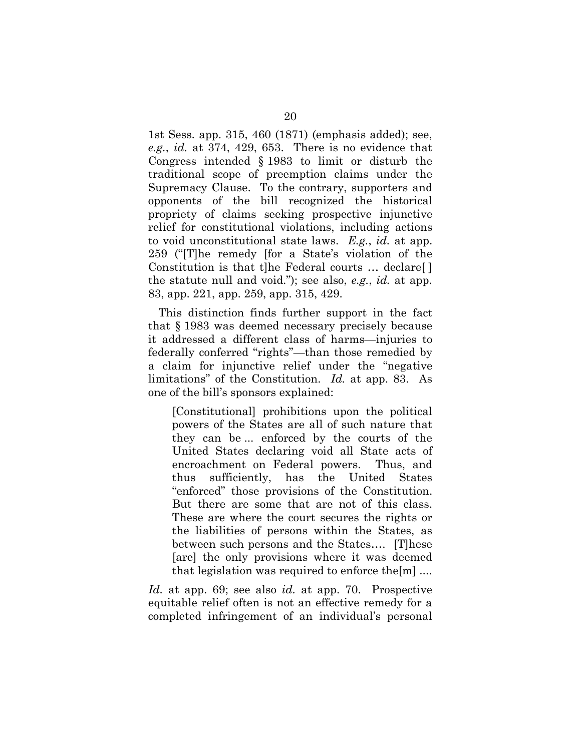1st Sess. app. 315, 460 (1871) (emphasis added); see, *e.g.*, *id.* at 374, 429, 653. There is no evidence that Congress intended § 1983 to limit or disturb the traditional scope of preemption claims under the Supremacy Clause. To the contrary, supporters and opponents of the bill recognized the historical propriety of claims seeking prospective injunctive relief for constitutional violations, including actions to void unconstitutional state laws. *E.g.*, *id.* at app. 259 ("[T]he remedy [for a State's violation of the Constitution is that t]he Federal courts … declare[ ] the statute null and void."); see also, *e.g.*, *id.* at app. 83, app. 221, app. 259, app. 315, 429.

This distinction finds further support in the fact that § 1983 was deemed necessary precisely because it addressed a different class of harms—injuries to federally conferred "rights"—than those remedied by a claim for injunctive relief under the "negative limitations" of the Constitution. *Id.* at app. 83. As one of the bill's sponsors explained:

> [Constitutional] prohibitions upon the political powers of the States are all of such nature that they can be ... enforced by the courts of the United States declaring void all State acts of encroachment on Federal powers. Thus, and thus sufficiently, has the United States "enforced" those provisions of the Constitution. But there are some that are not of this class. These are where the court secures the rights or the liabilities of persons within the States, as between such persons and the States…. [T]hese [are] the only provisions where it was deemed that legislation was required to enforce the[m] ....

*Id.* at app. 69; see also *id.* at app. 70. Prospective equitable relief often is not an effective remedy for a completed infringement of an individual's personal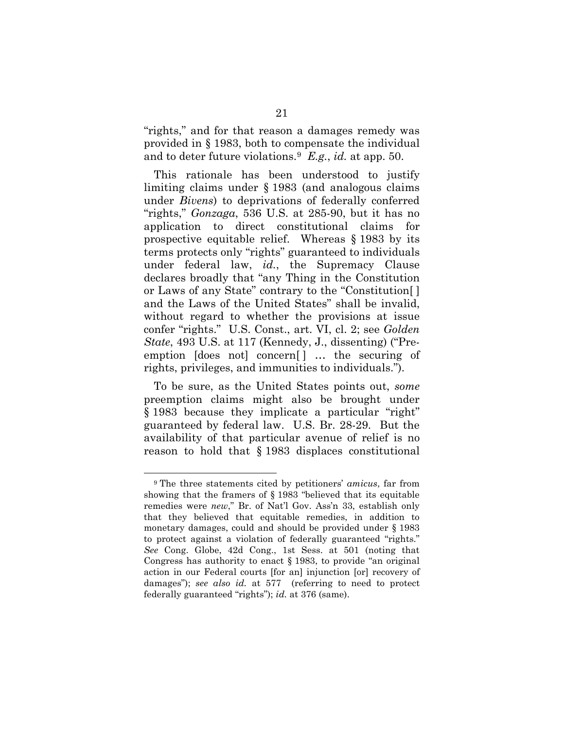"rights," and for that reason a damages remedy was provided in § 1983, both to compensate the individual and to deter future violations.[9] *E.g.*, *id.* at app. 50.

This rationale has been understood to justify limiting claims under § 1983 (and analogous claims under *Bivens*) to deprivations of federally conferred "rights," *Gonzaga*, 536 U.S. at 285-90, but it has no application to direct constitutional claims for prospective equitable relief. Whereas § 1983 by its terms protects only "rights" guaranteed to individuals under federal law, *id.*, the Supremacy Clause declares broadly that "any Thing in the Constitution or Laws of any State" contrary to the "Constitution[ ] and the Laws of the United States" shall be invalid, without regard to whether the provisions at issue confer "rights." U.S. Const., art. VI, cl. 2; see *Golden State*, 493 U.S. at 117 (Kennedy, J., dissenting) ("Pre-emption [does not] concern[ ] … the securing of rights, privileges, and immunities to individuals.").

To be sure, as the United States points out, *some* preemption claims might also be brought under § 1983 because they implicate a particular "right" guaranteed by federal law. U.S. Br. 28-29. But the availability of that particular avenue of relief is no reason to hold that § 1983 displaces constitutional

---

[9] The three statements cited by petitioners' *amicus*, far from showing that the framers of § 1983 "believed that its equitable remedies were *new*," Br. of Nat'l Gov. Ass'n 33, establish only that they believed that equitable remedies, in addition to monetary damages, could and should be provided under § 1983 to protect against a violation of federally guaranteed "rights." *See* Cong. Globe, 42d Cong., 1st Sess. at 501 (noting that Congress has authority to enact § 1983, to provide "an original action in our Federal courts [for an] injunction [or] recovery of damages"); *see also id.* at 577 (referring to need to protect federally guaranteed "rights"); *id.* at 376 (same).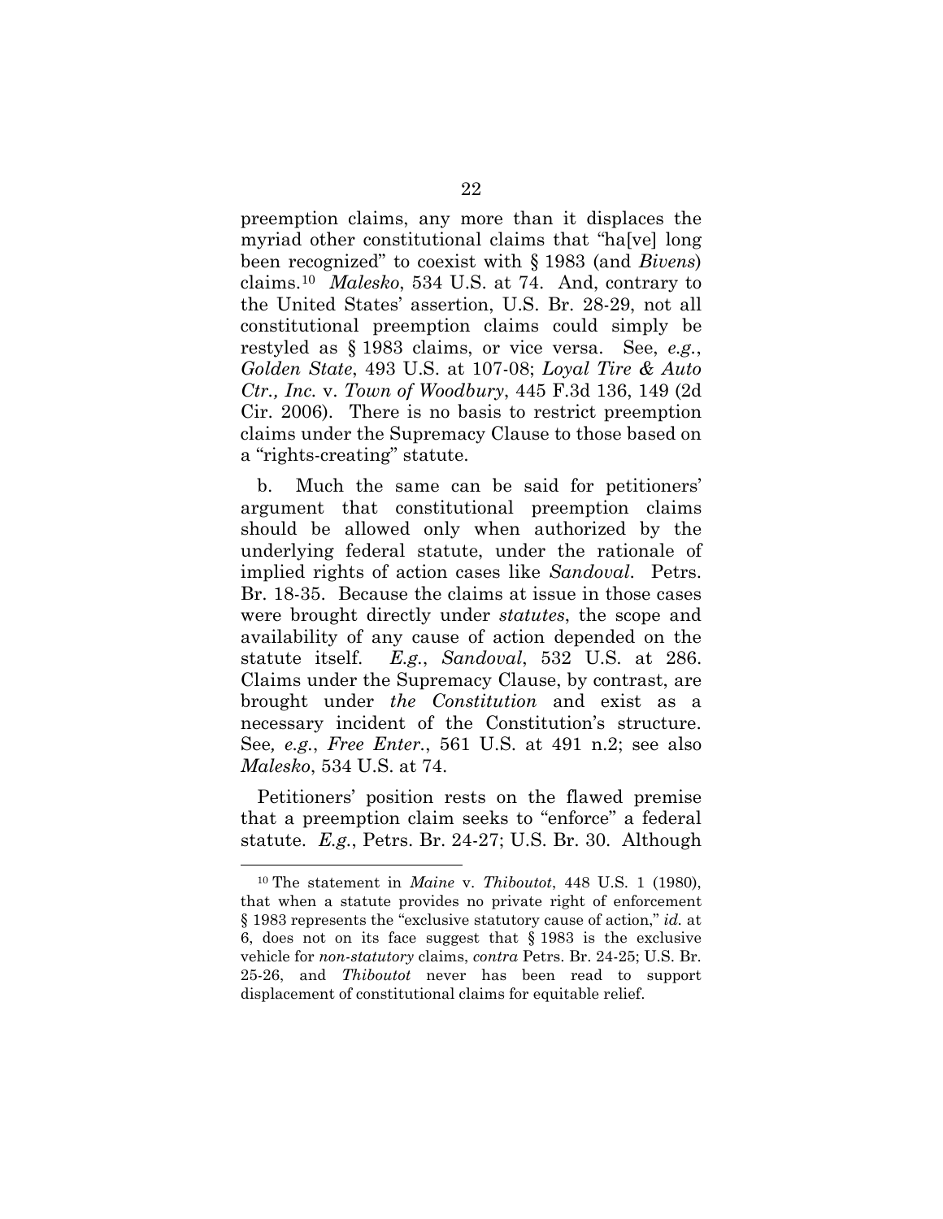preemption claims, any more than it displaces the myriad other constitutional claims that "ha[ve] long been recognized" to coexist with § 1983 (and *Bivens*) claims.[10] *Malesko*, 534 U.S. at 74. And, contrary to the United States' assertion, U.S. Br. 28-29, not all constitutional preemption claims could simply be restyled as § 1983 claims, or vice versa. See, *e.g.*, *Golden State*, 493 U.S. at 107-08; *Loyal Tire & Auto Ctr., Inc.* v. *Town of Woodbury*, 445 F.3d 136, 149 (2d Cir. 2006). There is no basis to restrict preemption claims under the Supremacy Clause to those based on a "rights-creating" statute.

b. Much the same can be said for petitioners' argument that constitutional preemption claims should be allowed only when authorized by the underlying federal statute, under the rationale of implied rights of action cases like *Sandoval*. Petrs. Br. 18-35. Because the claims at issue in those cases were brought directly under *statutes*, the scope and availability of any cause of action depended on the statute itself. *E.g.*, *Sandoval*, 532 U.S. at 286. Claims under the Supremacy Clause, by contrast, are brought under *the Constitution* and exist as a necessary incident of the Constitution's structure. See, *e.g.*, *Free Enter.*, 561 U.S. at 491 n.2; see also *Malesko*, 534 U.S. at 74.

Petitioners' position rests on the flawed premise that a preemption claim seeks to "enforce" a federal statute. *E.g.*, Petrs. Br. 24-27; U.S. Br. 30. Although

---

[10] The statement in *Maine* v. *Thiboutot*, 448 U.S. 1 (1980), that when a statute provides no private right of enforcement § 1983 represents the "exclusive statutory cause of action," *id.* at 6, does not on its face suggest that § 1983 is the exclusive vehicle for *non-statutory* claims, *contra* Petrs. Br. 24-25; U.S. Br. 25-26, and *Thiboutot* never has been read to support displacement of constitutional claims for equitable relief.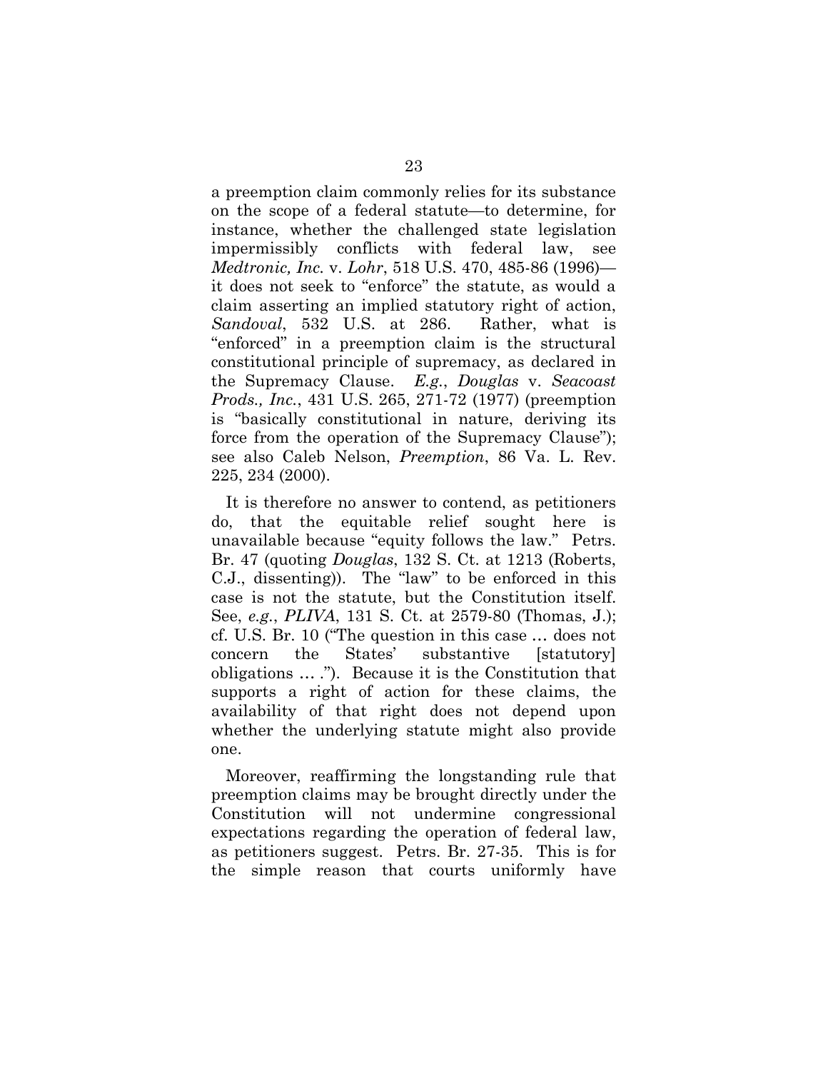a preemption claim commonly relies for its substance on the scope of a federal statute—to determine, for instance, whether the challenged state legislation impermissibly conflicts with federal law, see *Medtronic, Inc.* v. *Lohr*, 518 U.S. 470, 485-86 (1996)—it does not seek to "enforce" the statute, as would a claim asserting an implied statutory right of action, *Sandoval*, 532 U.S. at 286. Rather, what is "enforced" in a preemption claim is the structural constitutional principle of supremacy, as declared in the Supremacy Clause. *E.g.*, *Douglas* v. *Seacoast Prods., Inc.*, 431 U.S. 265, 271-72 (1977) (preemption is "basically constitutional in nature, deriving its force from the operation of the Supremacy Clause"); see also Caleb Nelson, *Preemption*, 86 Va. L. Rev. 225, 234 (2000).

It is therefore no answer to contend, as petitioners do, that the equitable relief sought here is unavailable because "equity follows the law." Petrs. Br. 47 (quoting *Douglas*, 132 S. Ct. at 1213 (Roberts, C.J., dissenting)). The "law" to be enforced in this case is not the statute, but the Constitution itself. See, *e.g.*, *PLIVA*, 131 S. Ct. at 2579-80 (Thomas, J.); cf. U.S. Br. 10 ("The question in this case … does not concern the States' substantive [statutory] obligations … ."). Because it is the Constitution that supports a right of action for these claims, the availability of that right does not depend upon whether the underlying statute might also provide one.

Moreover, reaffirming the longstanding rule that preemption claims may be brought directly under the Constitution will not undermine congressional expectations regarding the operation of federal law, as petitioners suggest. Petrs. Br. 27-35. This is for the simple reason that courts uniformly have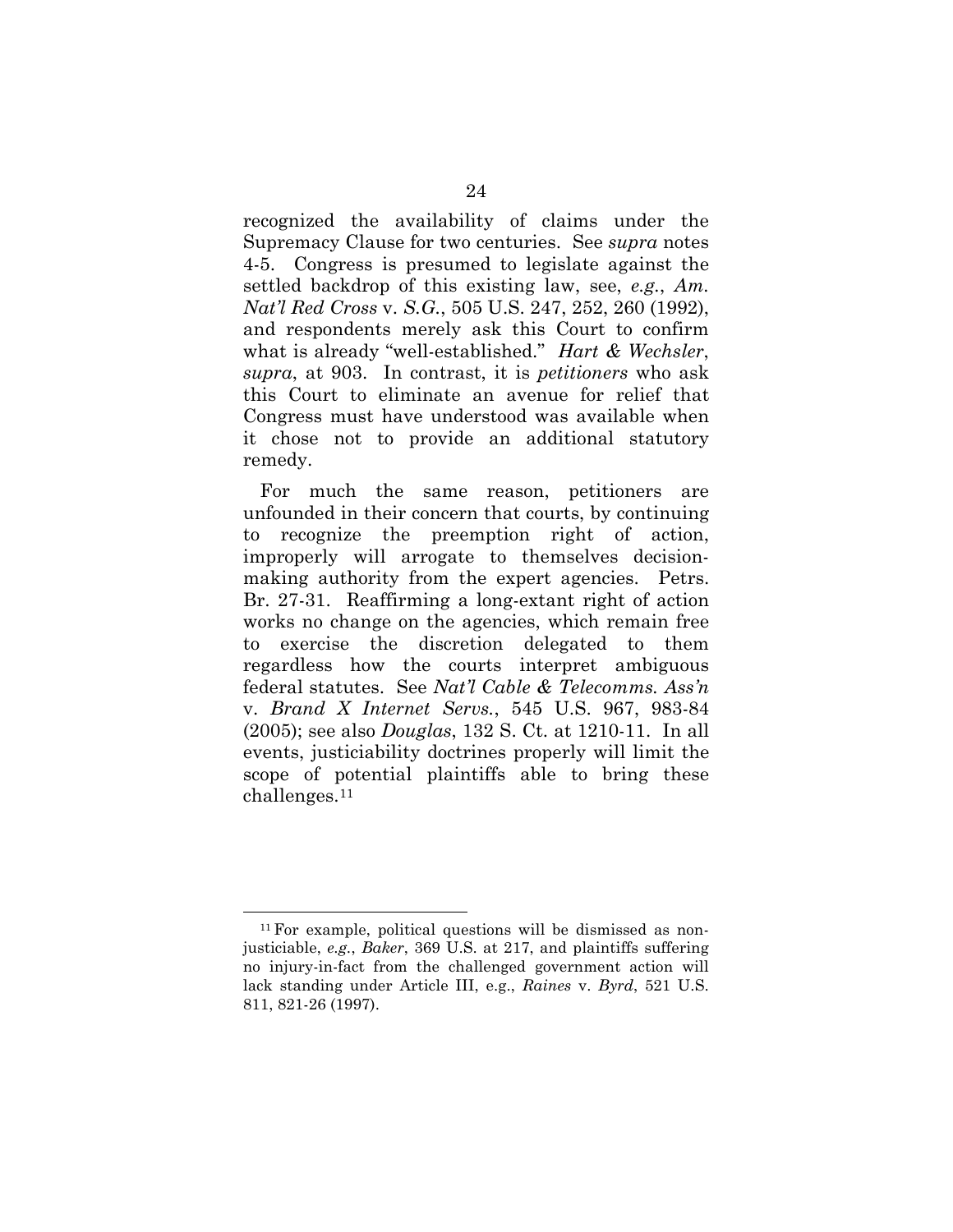recognized the availability of claims under the Supremacy Clause for two centuries. See *supra* notes 4-5. Congress is presumed to legislate against the settled backdrop of this existing law, see, *e.g.*, *Am. Nat'l Red Cross* v. *S.G.*, 505 U.S. 247, 252, 260 (1992), and respondents merely ask this Court to confirm what is already "well-established." *Hart & Wechsler*, *supra*, at 903. In contrast, it is *petitioners* who ask this Court to eliminate an avenue for relief that Congress must have understood was available when it chose not to provide an additional statutory remedy.

For much the same reason, petitioners are unfounded in their concern that courts, by continuing to recognize the preemption right of action, improperly will arrogate to themselves decision-making authority from the expert agencies. Petrs. Br. 27-31. Reaffirming a long-extant right of action works no change on the agencies, which remain free to exercise the discretion delegated to them regardless how the courts interpret ambiguous federal statutes. See *Nat'l Cable & Telecomms. Ass'n* v. *Brand X Internet Servs.*, 545 U.S. 967, 983-84 (2005); see also *Douglas*, 132 S. Ct. at 1210-11. In all events, justiciability doctrines properly will limit the scope of potential plaintiffs able to bring these challenges.[11]

---

[11] For example, political questions will be dismissed as non-justiciable, *e.g.*, *Baker*, 369 U.S. at 217, and plaintiffs suffering no injury-in-fact from the challenged government action will lack standing under Article III, e.g., *Raines* v. *Byrd*, 521 U.S. 811, 821-26 (1997).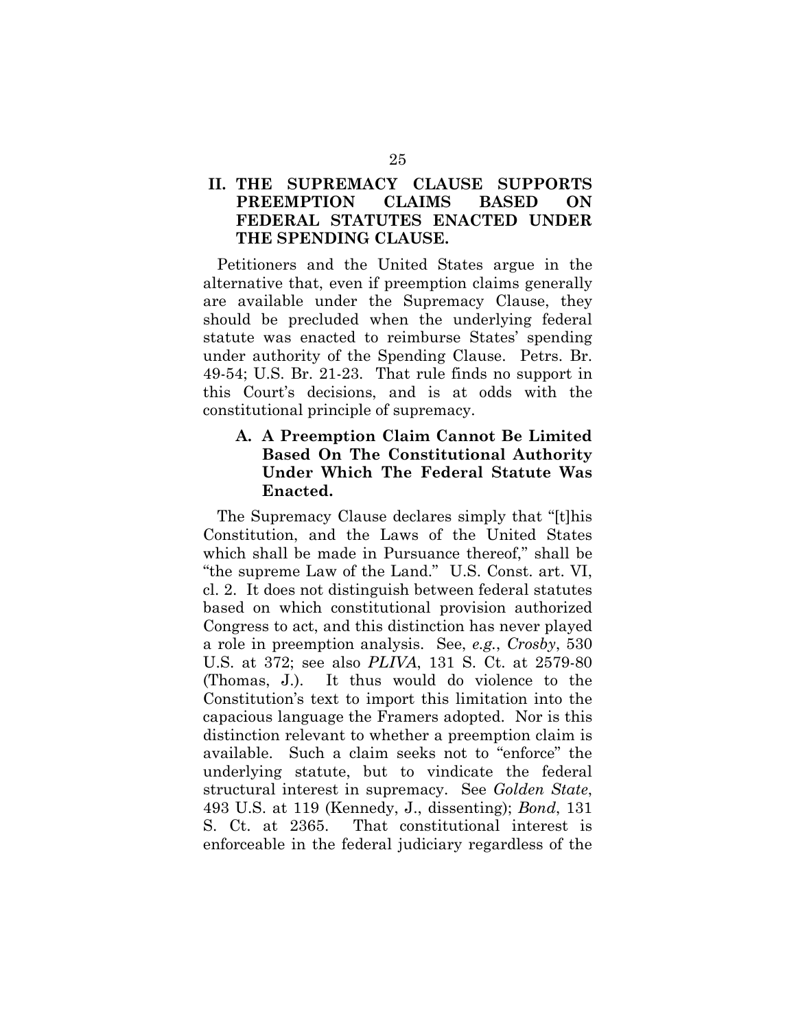## II. THE SUPREMACY CLAUSE SUPPORTS PREEMPTION CLAIMS BASED ON FEDERAL STATUTES ENACTED UNDER THE SPENDING CLAUSE.

Petitioners and the United States argue in the alternative that, even if preemption claims generally are available under the Supremacy Clause, they should be precluded when the underlying federal statute was enacted to reimburse States' spending under authority of the Spending Clause. Petrs. Br. 49-54; U.S. Br. 21-23. That rule finds no support in this Court's decisions, and is at odds with the constitutional principle of supremacy.

### A. A Preemption Claim Cannot Be Limited Based On The Constitutional Authority Under Which The Federal Statute Was Enacted.

The Supremacy Clause declares simply that "[t]his Constitution, and the Laws of the United States which shall be made in Pursuance thereof," shall be "the supreme Law of the Land." U.S. Const. art. VI, cl. 2. It does not distinguish between federal statutes based on which constitutional provision authorized Congress to act, and this distinction has never played a role in preemption analysis. See, *e.g.*, *Crosby*, 530 U.S. at 372; see also *PLIVA*, 131 S. Ct. at 2579-80 (Thomas, J.). It thus would do violence to the Constitution's text to import this limitation into the capacious language the Framers adopted. Nor is this distinction relevant to whether a preemption claim is available. Such a claim seeks not to "enforce" the underlying statute, but to vindicate the federal structural interest in supremacy. See *Golden State*, 493 U.S. at 119 (Kennedy, J., dissenting); *Bond*, 131 S. Ct. at 2365. That constitutional interest is enforceable in the federal judiciary regardless of the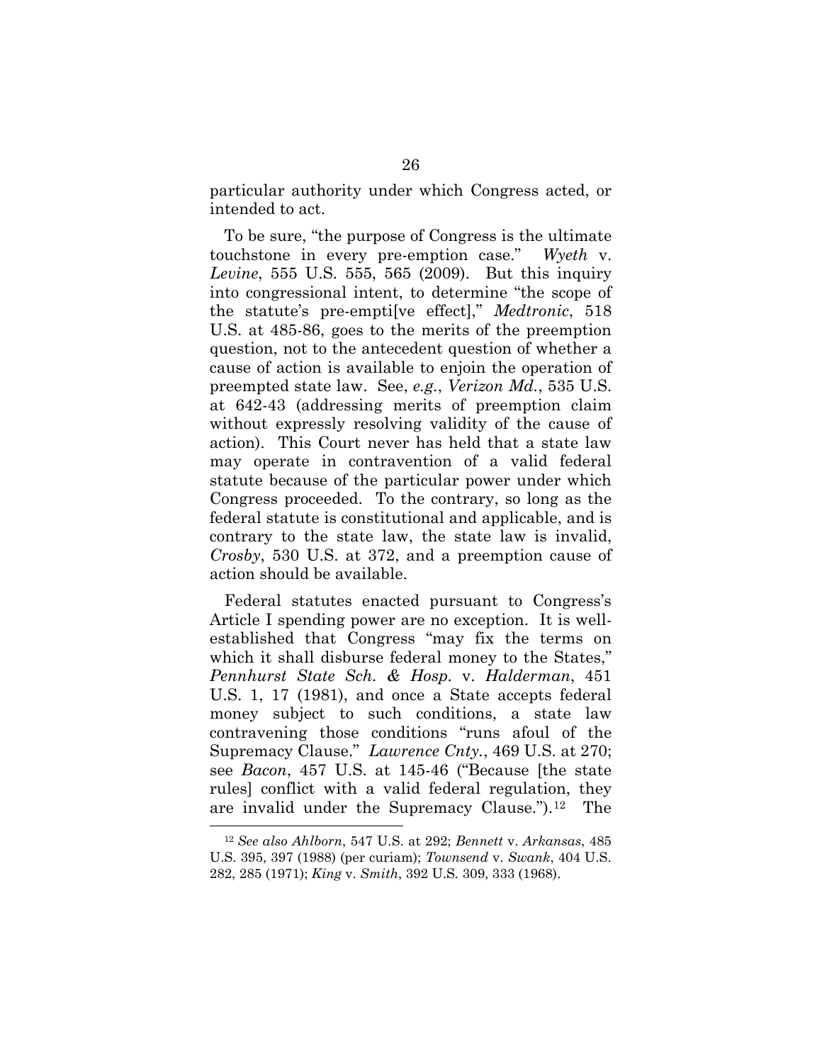particular authority under which Congress acted, or intended to act.

To be sure, "the purpose of Congress is the ultimate touchstone in every pre-emption case." *Wyeth* v. *Levine*, 555 U.S. 555, 565 (2009). But this inquiry into congressional intent, to determine "the scope of the statute's pre-empti[ve effect]," *Medtronic*, 518 U.S. at 485-86, goes to the merits of the preemption question, not to the antecedent question of whether a cause of action is available to enjoin the operation of preempted state law. See, *e.g.*, *Verizon Md.*, 535 U.S. at 642-43 (addressing merits of preemption claim without expressly resolving validity of the cause of action). This Court never has held that a state law may operate in contravention of a valid federal statute because of the particular power under which Congress proceeded. To the contrary, so long as the federal statute is constitutional and applicable, and is contrary to the state law, the state law is invalid, *Crosby*, 530 U.S. at 372, and a preemption cause of action should be available.

Federal statutes enacted pursuant to Congress's Article I spending power are no exception. It is well-established that Congress "may fix the terms on which it shall disburse federal money to the States," *Pennhurst State Sch. & Hosp.* v. *Halderman*, 451 U.S. 1, 17 (1981), and once a State accepts federal money subject to such conditions, a state law contravening those conditions "runs afoul of the Supremacy Clause." *Lawrence Cnty.*, 469 U.S. at 270; see *Bacon*, 457 U.S. at 145-46 ("Because [the state rules] conflict with a valid federal regulation, they are invalid under the Supremacy Clause.").[12] The

[12] *See also Ahlborn*, 547 U.S. at 292; *Bennett* v. *Arkansas*, 485 U.S. 395, 397 (1988) (per curiam); *Townsend* v. *Swank*, 404 U.S. 282, 285 (1971); *King* v. *Smith*, 392 U.S. 309, 333 (1968).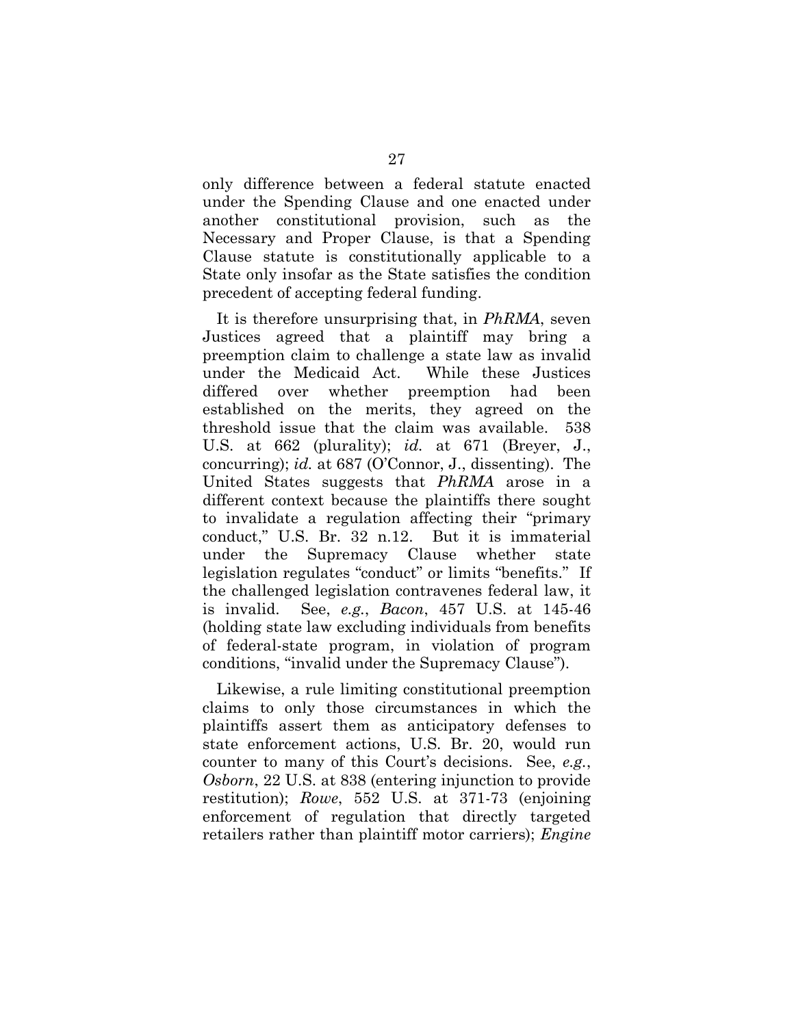only difference between a federal statute enacted under the Spending Clause and one enacted under another constitutional provision, such as the Necessary and Proper Clause, is that a Spending Clause statute is constitutionally applicable to a State only insofar as the State satisfies the condition precedent of accepting federal funding.

It is therefore unsurprising that, in *PhRMA*, seven Justices agreed that a plaintiff may bring a preemption claim to challenge a state law as invalid under the Medicaid Act. While these Justices differed over whether preemption had been established on the merits, they agreed on the threshold issue that the claim was available. 538 U.S. at 662 (plurality); *id.* at 671 (Breyer, J., concurring); *id.* at 687 (O'Connor, J., dissenting). The United States suggests that *PhRMA* arose in a different context because the plaintiffs there sought to invalidate a regulation affecting their "primary conduct," U.S. Br. 32 n.12. But it is immaterial under the Supremacy Clause whether state legislation regulates "conduct" or limits "benefits." If the challenged legislation contravenes federal law, it is invalid. See, *e.g.*, *Bacon*, 457 U.S. at 145-46 (holding state law excluding individuals from benefits of federal-state program, in violation of program conditions, "invalid under the Supremacy Clause").

Likewise, a rule limiting constitutional preemption claims to only those circumstances in which the plaintiffs assert them as anticipatory defenses to state enforcement actions, U.S. Br. 20, would run counter to many of this Court's decisions. See, *e.g.*, *Osborn*, 22 U.S. at 838 (entering injunction to provide restitution); *Rowe*, 552 U.S. at 371-73 (enjoining enforcement of regulation that directly targeted retailers rather than plaintiff motor carriers); *Engine*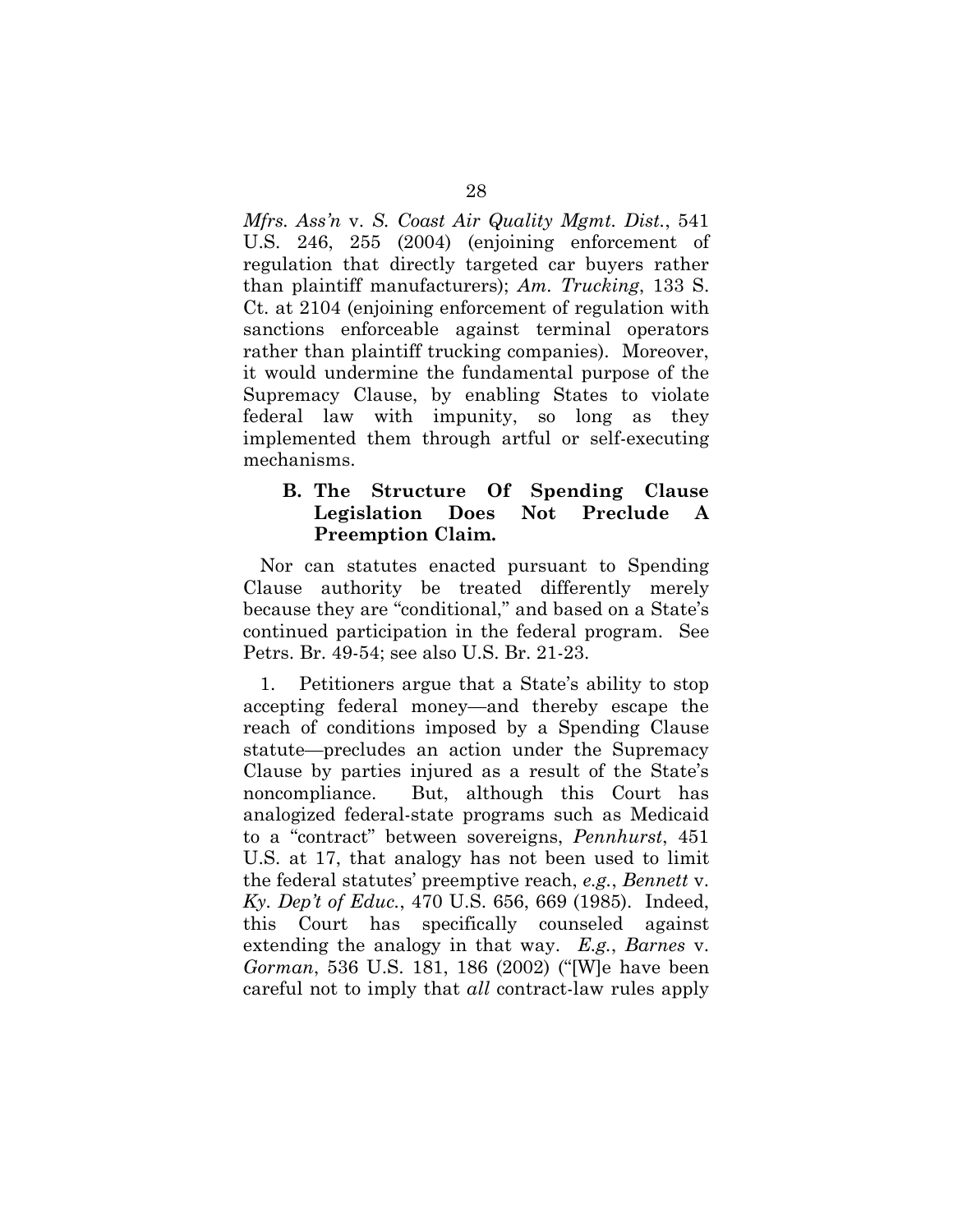*Mfrs. Ass'n* v. *S. Coast Air Quality Mgmt. Dist.*, 541 U.S. 246, 255 (2004) (enjoining enforcement of regulation that directly targeted car buyers rather than plaintiff manufacturers); *Am. Trucking*, 133 S. Ct. at 2104 (enjoining enforcement of regulation with sanctions enforceable against terminal operators rather than plaintiff trucking companies). Moreover, it would undermine the fundamental purpose of the Supremacy Clause, by enabling States to violate federal law with impunity, so long as they implemented them through artful or self-executing mechanisms.

### B. The Structure Of Spending Clause Legislation Does Not Preclude A Preemption Claim.

Nor can statutes enacted pursuant to Spending Clause authority be treated differently merely because they are "conditional," and based on a State's continued participation in the federal program. See Petrs. Br. 49-54; see also U.S. Br. 21-23.

1. Petitioners argue that a State's ability to stop accepting federal money—and thereby escape the reach of conditions imposed by a Spending Clause statute—precludes an action under the Supremacy Clause by parties injured as a result of the State's noncompliance. But, although this Court has analogized federal-state programs such as Medicaid to a "contract" between sovereigns, *Pennhurst*, 451 U.S. at 17, that analogy has not been used to limit the federal statutes' preemptive reach, *e.g.*, *Bennett* v. *Ky. Dep't of Educ.*, 470 U.S. 656, 669 (1985). Indeed, this Court has specifically counseled against extending the analogy in that way. *E.g.*, *Barnes* v. *Gorman*, 536 U.S. 181, 186 (2002) ("[W]e have been careful not to imply that *all* contract-law rules apply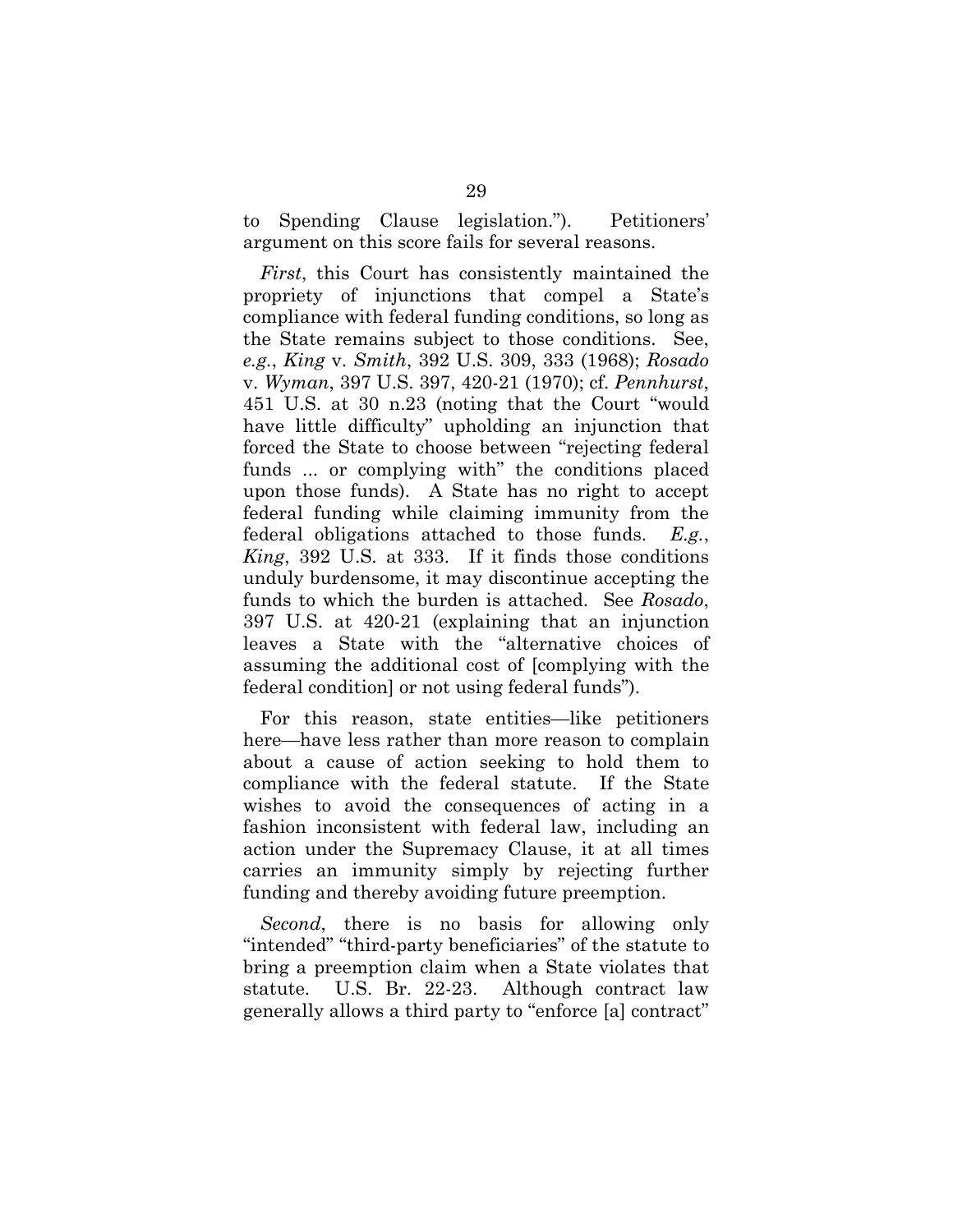to Spending Clause legislation."). Petitioners' argument on this score fails for several reasons.

*First*, this Court has consistently maintained the propriety of injunctions that compel a State's compliance with federal funding conditions, so long as the State remains subject to those conditions. See, *e.g.*, *King* v. *Smith*, 392 U.S. 309, 333 (1968); *Rosado* v. *Wyman*, 397 U.S. 397, 420-21 (1970); cf. *Pennhurst*, 451 U.S. at 30 n.23 (noting that the Court "would have little difficulty" upholding an injunction that forced the State to choose between "rejecting federal funds ... or complying with" the conditions placed upon those funds). A State has no right to accept federal funding while claiming immunity from the federal obligations attached to those funds. *E.g.*, *King*, 392 U.S. at 333. If it finds those conditions unduly burdensome, it may discontinue accepting the funds to which the burden is attached. See *Rosado*, 397 U.S. at 420-21 (explaining that an injunction leaves a State with the "alternative choices of assuming the additional cost of [complying with the federal condition] or not using federal funds").

For this reason, state entities—like petitioners here—have less rather than more reason to complain about a cause of action seeking to hold them to compliance with the federal statute. If the State wishes to avoid the consequences of acting in a fashion inconsistent with federal law, including an action under the Supremacy Clause, it at all times carries an immunity simply by rejecting further funding and thereby avoiding future preemption.

*Second*, there is no basis for allowing only "intended" "third-party beneficiaries" of the statute to bring a preemption claim when a State violates that statute. U.S. Br. 22-23. Although contract law generally allows a third party to "enforce [a] contract"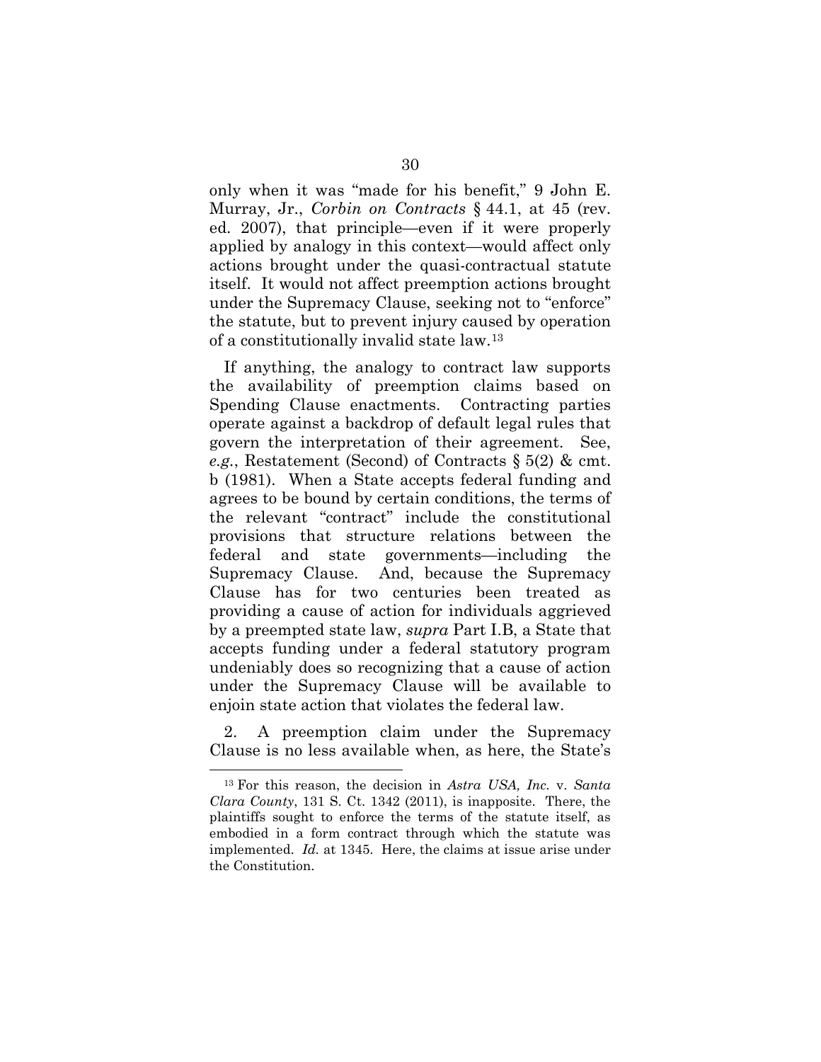only when it was "made for his benefit," 9 John E. Murray, Jr., *Corbin on Contracts* § 44.1, at 45 (rev. ed. 2007), that principle—even if it were properly applied by analogy in this context—would affect only actions brought under the quasi-contractual statute itself. It would not affect preemption actions brought under the Supremacy Clause, seeking not to "enforce" the statute, but to prevent injury caused by operation of a constitutionally invalid state law.[13]

If anything, the analogy to contract law supports the availability of preemption claims based on Spending Clause enactments. Contracting parties operate against a backdrop of default legal rules that govern the interpretation of their agreement. See, *e.g.*, Restatement (Second) of Contracts § 5(2) & cmt. b (1981). When a State accepts federal funding and agrees to be bound by certain conditions, the terms of the relevant "contract" include the constitutional provisions that structure relations between the federal and state governments—including the Supremacy Clause. And, because the Supremacy Clause has for two centuries been treated as providing a cause of action for individuals aggrieved by a preempted state law, *supra* Part I.B, a State that accepts funding under a federal statutory program undeniably does so recognizing that a cause of action under the Supremacy Clause will be available to enjoin state action that violates the federal law.

2. A preemption claim under the Supremacy Clause is no less available when, as here, the State's

---

[13] For this reason, the decision in *Astra USA, Inc.* v. *Santa Clara County*, 131 S. Ct. 1342 (2011), is inapposite. There, the plaintiffs sought to enforce the terms of the statute itself, as embodied in a form contract through which the statute was implemented. *Id.* at 1345. Here, the claims at issue arise under the Constitution.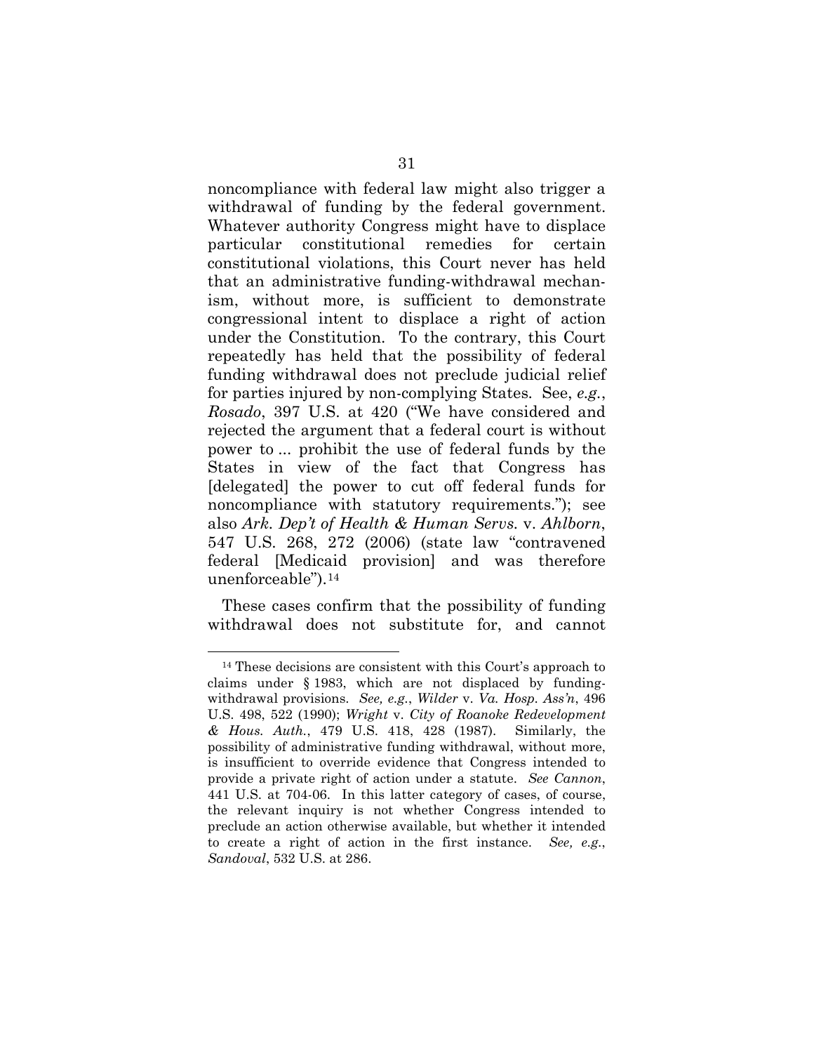noncompliance with federal law might also trigger a withdrawal of funding by the federal government. Whatever authority Congress might have to displace particular constitutional remedies for certain constitutional violations, this Court never has held that an administrative funding-withdrawal mechanism, without more, is sufficient to demonstrate congressional intent to displace a right of action under the Constitution. To the contrary, this Court repeatedly has held that the possibility of federal funding withdrawal does not preclude judicial relief for parties injured by non-complying States. See, *e.g.*, *Rosado*, 397 U.S. at 420 ("We have considered and rejected the argument that a federal court is without power to ... prohibit the use of federal funds by the States in view of the fact that Congress has [delegated] the power to cut off federal funds for noncompliance with statutory requirements."); see also *Ark. Dep't of Health & Human Servs.* v. *Ahlborn*, 547 U.S. 268, 272 (2006) (state law "contravened federal [Medicaid provision] and was therefore unenforceable").[14]

These cases confirm that the possibility of funding withdrawal does not substitute for, and cannot

---

[14] These decisions are consistent with this Court's approach to claims under § 1983, which are not displaced by funding-withdrawal provisions. *See, e.g.*, *Wilder* v. *Va. Hosp. Ass'n*, 496 U.S. 498, 522 (1990); *Wright* v. *City of Roanoke Redevelopment & Hous. Auth.*, 479 U.S. 418, 428 (1987). Similarly, the possibility of administrative funding withdrawal, without more, is insufficient to override evidence that Congress intended to provide a private right of action under a statute. *See Cannon*, 441 U.S. at 704-06. In this latter category of cases, of course, the relevant inquiry is not whether Congress intended to preclude an action otherwise available, but whether it intended to create a right of action in the first instance. *See, e.g.*, *Sandoval*, 532 U.S. at 286.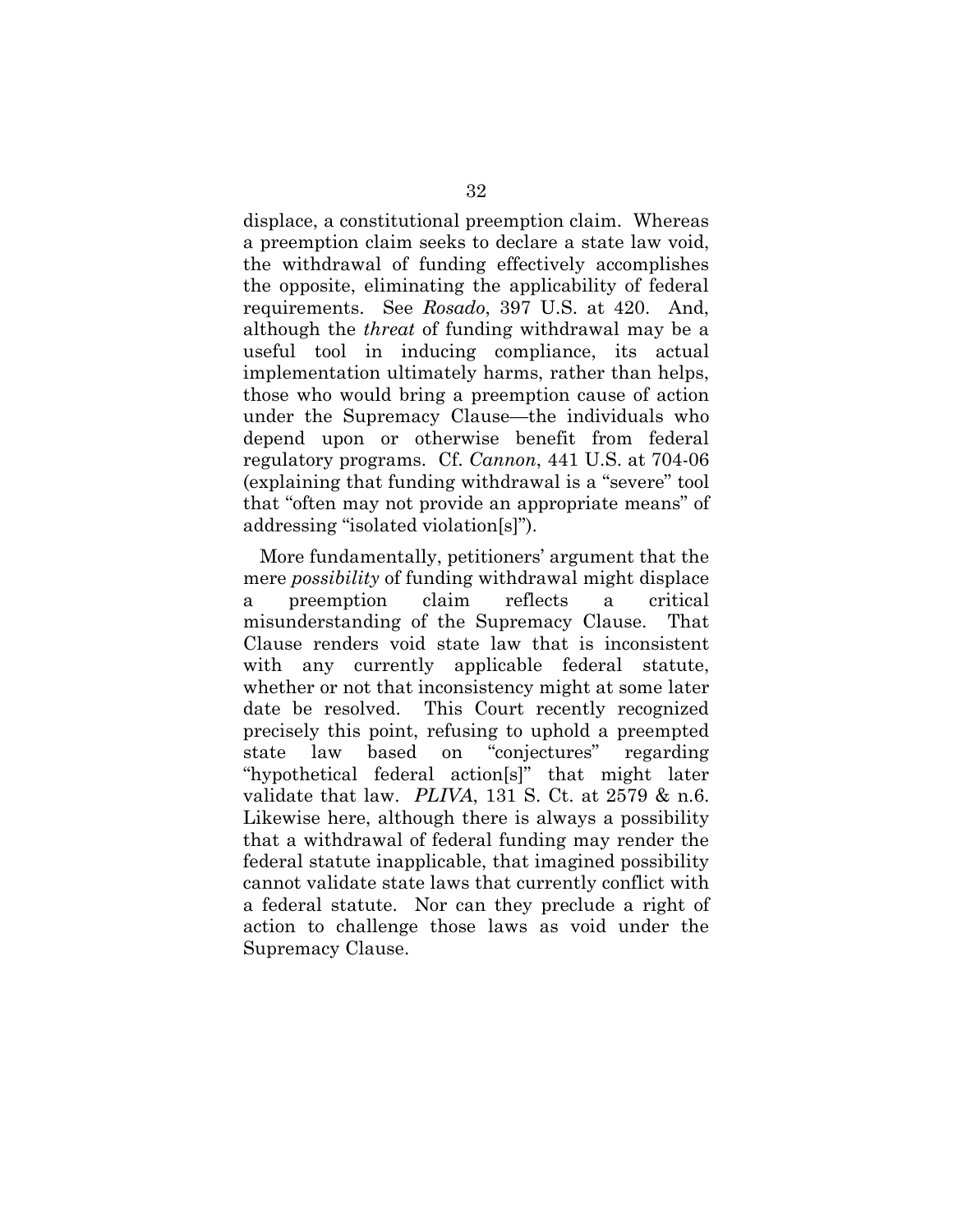displace, a constitutional preemption claim. Whereas a preemption claim seeks to declare a state law void, the withdrawal of funding effectively accomplishes the opposite, eliminating the applicability of federal requirements. See *Rosado*, 397 U.S. at 420. And, although the *threat* of funding withdrawal may be a useful tool in inducing compliance, its actual implementation ultimately harms, rather than helps, those who would bring a preemption cause of action under the Supremacy Clause—the individuals who depend upon or otherwise benefit from federal regulatory programs. Cf. *Cannon*, 441 U.S. at 704-06 (explaining that funding withdrawal is a "severe" tool that "often may not provide an appropriate means" of addressing "isolated violation[s]").

More fundamentally, petitioners' argument that the mere *possibility* of funding withdrawal might displace a preemption claim reflects a critical misunderstanding of the Supremacy Clause. That Clause renders void state law that is inconsistent with any currently applicable federal statute, whether or not that inconsistency might at some later date be resolved. This Court recently recognized precisely this point, refusing to uphold a preempted state law based on "conjectures" regarding "hypothetical federal action[s]" that might later validate that law. *PLIVA*, 131 S. Ct. at 2579 & n.6. Likewise here, although there is always a possibility that a withdrawal of federal funding may render the federal statute inapplicable, that imagined possibility cannot validate state laws that currently conflict with a federal statute. Nor can they preclude a right of action to challenge those laws as void under the Supremacy Clause.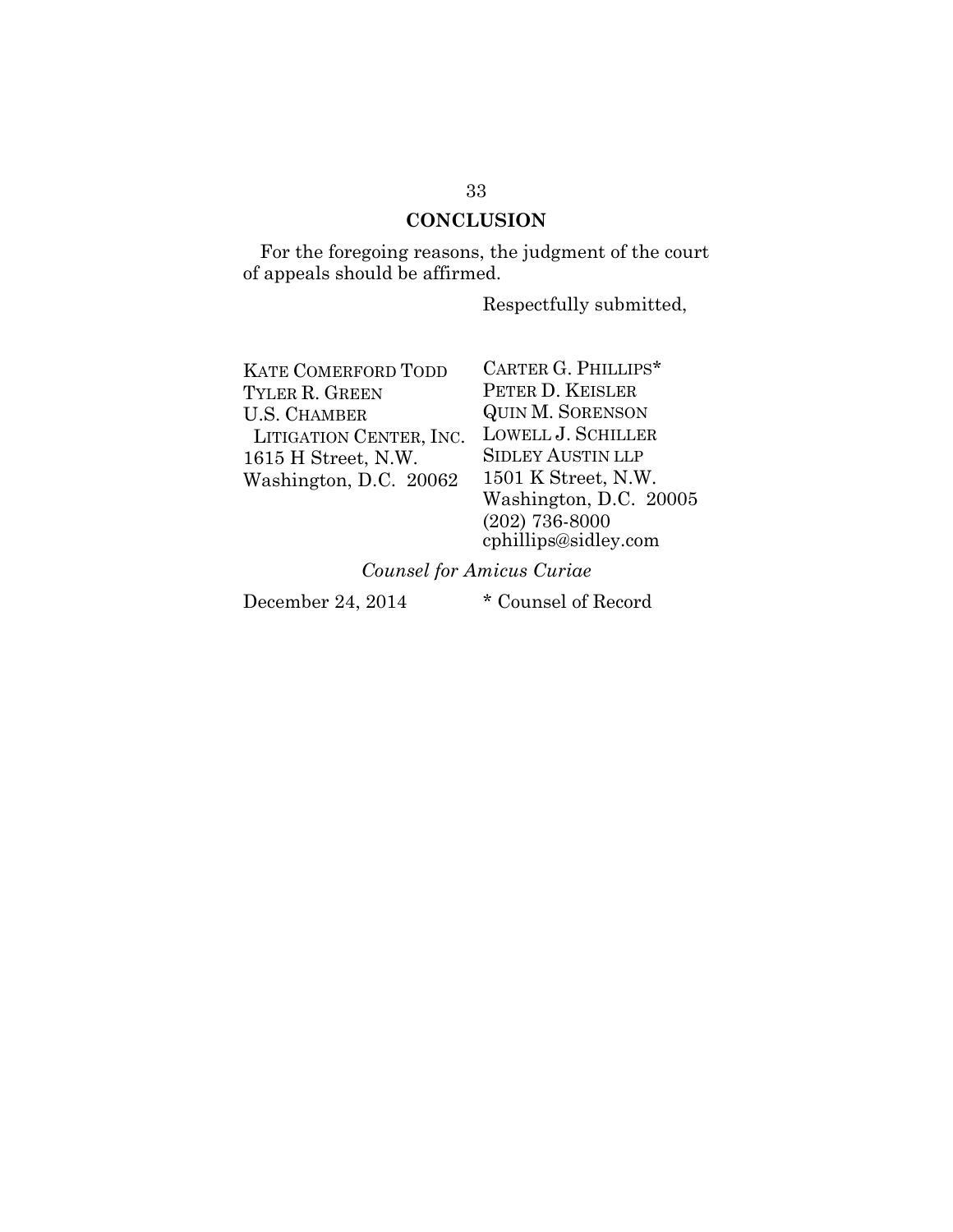## CONCLUSION

For the foregoing reasons, the judgment of the court of appeals should be affirmed.

Respectfully submitted,

CARTER G. PHILLIPS*
PETER D. KEISLER
QUIN M. SORENSON
LOWELL J. SCHILLER
SIDLEY AUSTIN LLP
1501 K Street, N.W.
Washington, D.C. 20005
(202) 736-8000
cphillips@sidley.com

KATE COMERFORD TODD
TYLER R. GREEN
U.S. CHAMBER
LITIGATION CENTER, INC.
1615 H Street, N.W.
Washington, D.C. 20062

*Counsel for Amicus Curiae*

December 24, 2014

\* Counsel of Record